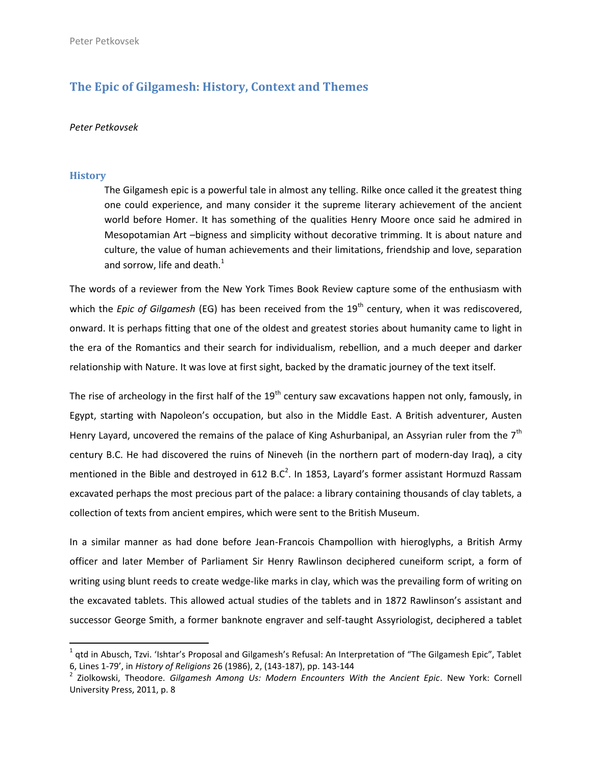# The Epic of Gilgamesh: History, Context and Themes

*Peter Petkovsek*

## History

> The Gilgamesh epic is a powerful tale in almost any telling. Rilke once called it the greatest thing one could experience, and many consider it the supreme literary achievement of the ancient world before Homer. It has something of the qualities Henry Moore once said he admired in Mesopotamian Art –bigness and simplicity without decorative trimming. It is about nature and culture, the value of human achievements and their limitations, friendship and love, separation and sorrow, life and death.[1]

The words of a reviewer from the New York Times Book Review capture some of the enthusiasm with which the *Epic of Gilgamesh* (EG) has been received from the 19th century, when it was rediscovered, onward. It is perhaps fitting that one of the oldest and greatest stories about humanity came to light in the era of the Romantics and their search for individualism, rebellion, and a much deeper and darker relationship with Nature. It was love at first sight, backed by the dramatic journey of the text itself.

The rise of archeology in the first half of the 19th century saw excavations happen not only, famously, in Egypt, starting with Napoleon's occupation, but also in the Middle East. A British adventurer, Austen Henry Layard, uncovered the remains of the palace of King Ashurbanipal, an Assyrian ruler from the 7th century B.C. He had discovered the ruins of Nineveh (in the northern part of modern-day Iraq), a city mentioned in the Bible and destroyed in 612 B.C[2]. In 1853, Layard's former assistant Hormuzd Rassam excavated perhaps the most precious part of the palace: a library containing thousands of clay tablets, a collection of texts from ancient empires, which were sent to the British Museum.

In a similar manner as had done before Jean-Francois Champollion with hieroglyphs, a British Army officer and later Member of Parliament Sir Henry Rawlinson deciphered cuneiform script, a form of writing using blunt reeds to create wedge-like marks in clay, which was the prevailing form of writing on the excavated tablets. This allowed actual studies of the tablets and in 1872 Rawlinson's assistant and successor George Smith, a former banknote engraver and self-taught Assyriologist, deciphered a tablet

---

[1] qtd in Abusch, Tzvi. 'Ishtar's Proposal and Gilgamesh's Refusal: An Interpretation of "The Gilgamesh Epic", Tablet 6, Lines 1-79', in *History of Religions* 26 (1986), 2, (143-187), pp. 143-144

[2] Ziolkowski, Theodore. *Gilgamesh Among Us: Modern Encounters With the Ancient Epic*. New York: Cornell University Press, 2011, p. 8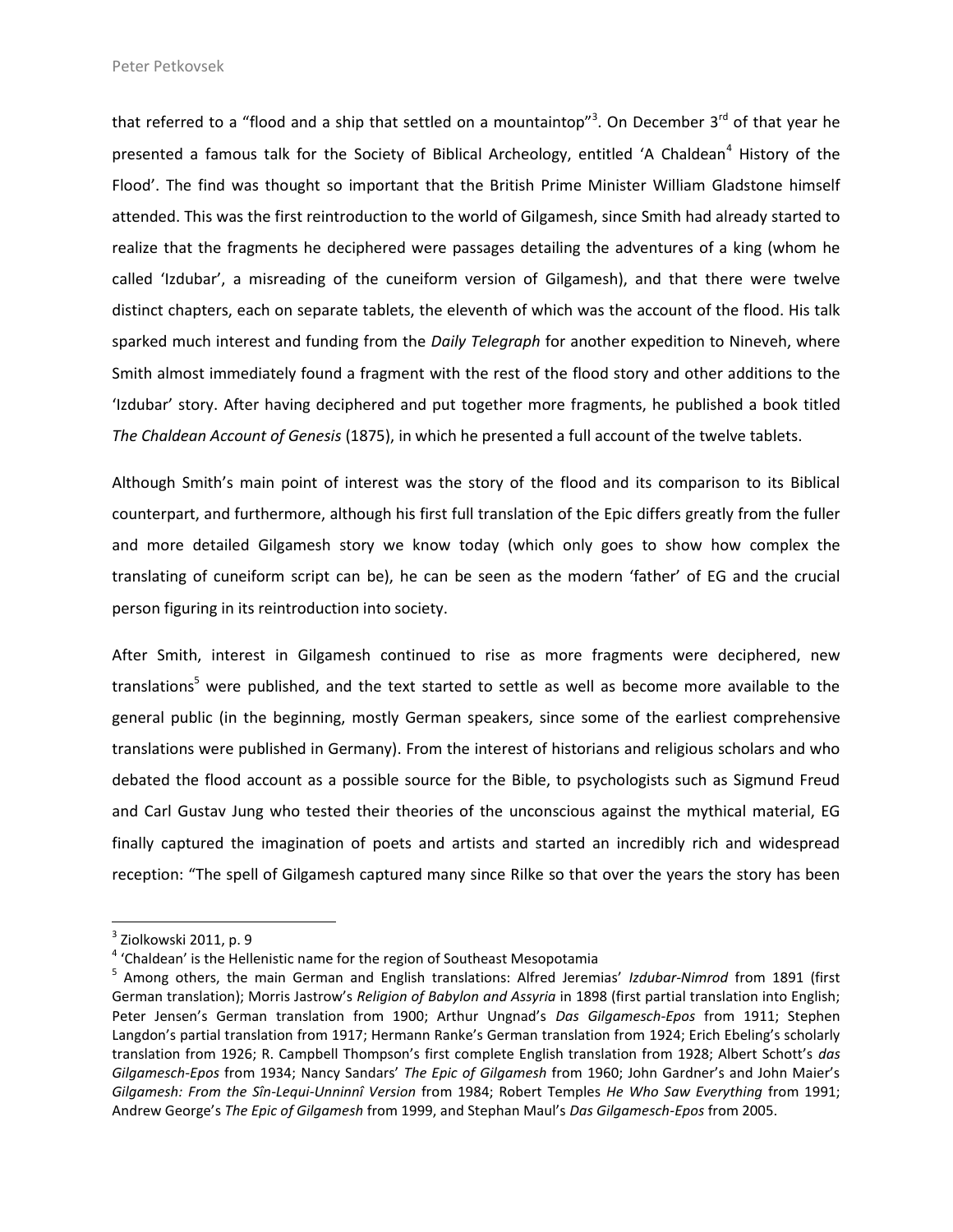that referred to a "flood and a ship that settled on a mountaintop"[3]. On December 3rd of that year he presented a famous talk for the Society of Biblical Archeology, entitled 'A Chaldean[4] History of the Flood'. The find was thought so important that the British Prime Minister William Gladstone himself attended. This was the first reintroduction to the world of Gilgamesh, since Smith had already started to realize that the fragments he deciphered were passages detailing the adventures of a king (whom he called 'Izdubar', a misreading of the cuneiform version of Gilgamesh), and that there were twelve distinct chapters, each on separate tablets, the eleventh of which was the account of the flood. His talk sparked much interest and funding from the *Daily Telegraph* for another expedition to Nineveh, where Smith almost immediately found a fragment with the rest of the flood story and other additions to the 'Izdubar' story. After having deciphered and put together more fragments, he published a book titled *The Chaldean Account of Genesis* (1875), in which he presented a full account of the twelve tablets.

Although Smith's main point of interest was the story of the flood and its comparison to its Biblical counterpart, and furthermore, although his first full translation of the Epic differs greatly from the fuller and more detailed Gilgamesh story we know today (which only goes to show how complex the translating of cuneiform script can be), he can be seen as the modern 'father' of EG and the crucial person figuring in its reintroduction into society.

After Smith, interest in Gilgamesh continued to rise as more fragments were deciphered, new translations[5] were published, and the text started to settle as well as become more available to the general public (in the beginning, mostly German speakers, since some of the earliest comprehensive translations were published in Germany). From the interest of historians and religious scholars and who debated the flood account as a possible source for the Bible, to psychologists such as Sigmund Freud and Carl Gustav Jung who tested their theories of the unconscious against the mythical material, EG finally captured the imagination of poets and artists and started an incredibly rich and widespread reception: "The spell of Gilgamesh captured many since Rilke so that over the years the story has been

---

[3] Ziolkowski 2011, p. 9

[4] 'Chaldean' is the Hellenistic name for the region of Southeast Mesopotamia

[5] Among others, the main German and English translations: Alfred Jeremias' *Izdubar-Nimrod* from 1891 (first German translation); Morris Jastrow's *Religion of Babylon and Assyria* in 1898 (first partial translation into English; Peter Jensen's German translation from 1900; Arthur Ungnad's *Das Gilgamesch-Epos* from 1911; Stephen Langdon's partial translation from 1917; Hermann Ranke's German translation from 1924; Erich Ebeling's scholarly translation from 1926; R. Campbell Thompson's first complete English translation from 1928; Albert Schott's *das Gilgamesch-Epos* from 1934; Nancy Sandars' *The Epic of Gilgamesh* from 1960; John Gardner's and John Maier's *Gilgamesh: From the Sîn-Lequi-Unninnî Version* from 1984; Robert Temples *He Who Saw Everything* from 1991; Andrew George's *The Epic of Gilgamesh* from 1999, and Stephan Maul's *Das Gilgamesch-Epos* from 2005.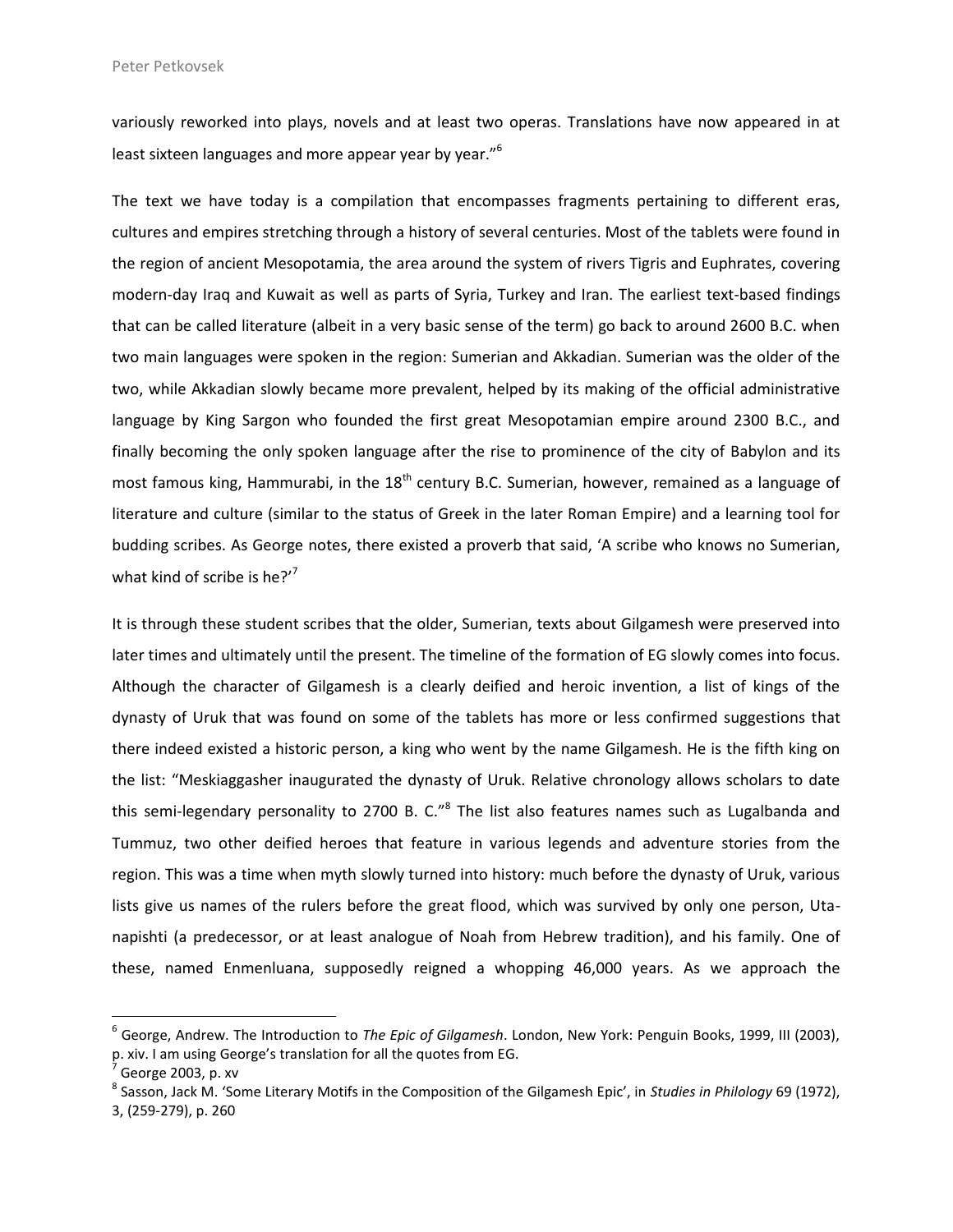variously reworked into plays, novels and at least two operas. Translations have now appeared in at least sixteen languages and more appear year by year."[6]

The text we have today is a compilation that encompasses fragments pertaining to different eras, cultures and empires stretching through a history of several centuries. Most of the tablets were found in the region of ancient Mesopotamia, the area around the system of rivers Tigris and Euphrates, covering modern-day Iraq and Kuwait as well as parts of Syria, Turkey and Iran. The earliest text-based findings that can be called literature (albeit in a very basic sense of the term) go back to around 2600 B.C. when two main languages were spoken in the region: Sumerian and Akkadian. Sumerian was the older of the two, while Akkadian slowly became more prevalent, helped by its making of the official administrative language by King Sargon who founded the first great Mesopotamian empire around 2300 B.C., and finally becoming the only spoken language after the rise to prominence of the city of Babylon and its most famous king, Hammurabi, in the 18th century B.C. Sumerian, however, remained as a language of literature and culture (similar to the status of Greek in the later Roman Empire) and a learning tool for budding scribes. As George notes, there existed a proverb that said, 'A scribe who knows no Sumerian, what kind of scribe is he?'[7]

It is through these student scribes that the older, Sumerian, texts about Gilgamesh were preserved into later times and ultimately until the present. The timeline of the formation of EG slowly comes into focus. Although the character of Gilgamesh is a clearly deified and heroic invention, a list of kings of the dynasty of Uruk that was found on some of the tablets has more or less confirmed suggestions that there indeed existed a historic person, a king who went by the name Gilgamesh. He is the fifth king on the list: "Meskiaggasher inaugurated the dynasty of Uruk. Relative chronology allows scholars to date this semi-legendary personality to 2700 B. C."[8] The list also features names such as Lugalbanda and Tummuz, two other deified heroes that feature in various legends and adventure stories from the region. This was a time when myth slowly turned into history: much before the dynasty of Uruk, various lists give us names of the rulers before the great flood, which was survived by only one person, Uta-napishti (a predecessor, or at least analogue of Noah from Hebrew tradition), and his family. One of these, named Enmenluana, supposedly reigned a whopping 46,000 years. As we approach the

---

[6] George, Andrew. The Introduction to *The Epic of Gilgamesh*. London, New York: Penguin Books, 1999, III (2003), p. xiv. I am using George's translation for all the quotes from EG.

[7] George 2003, p. xv

[8] Sasson, Jack M. 'Some Literary Motifs in the Composition of the Gilgamesh Epic', in *Studies in Philology* 69 (1972), 3, (259-279), p. 260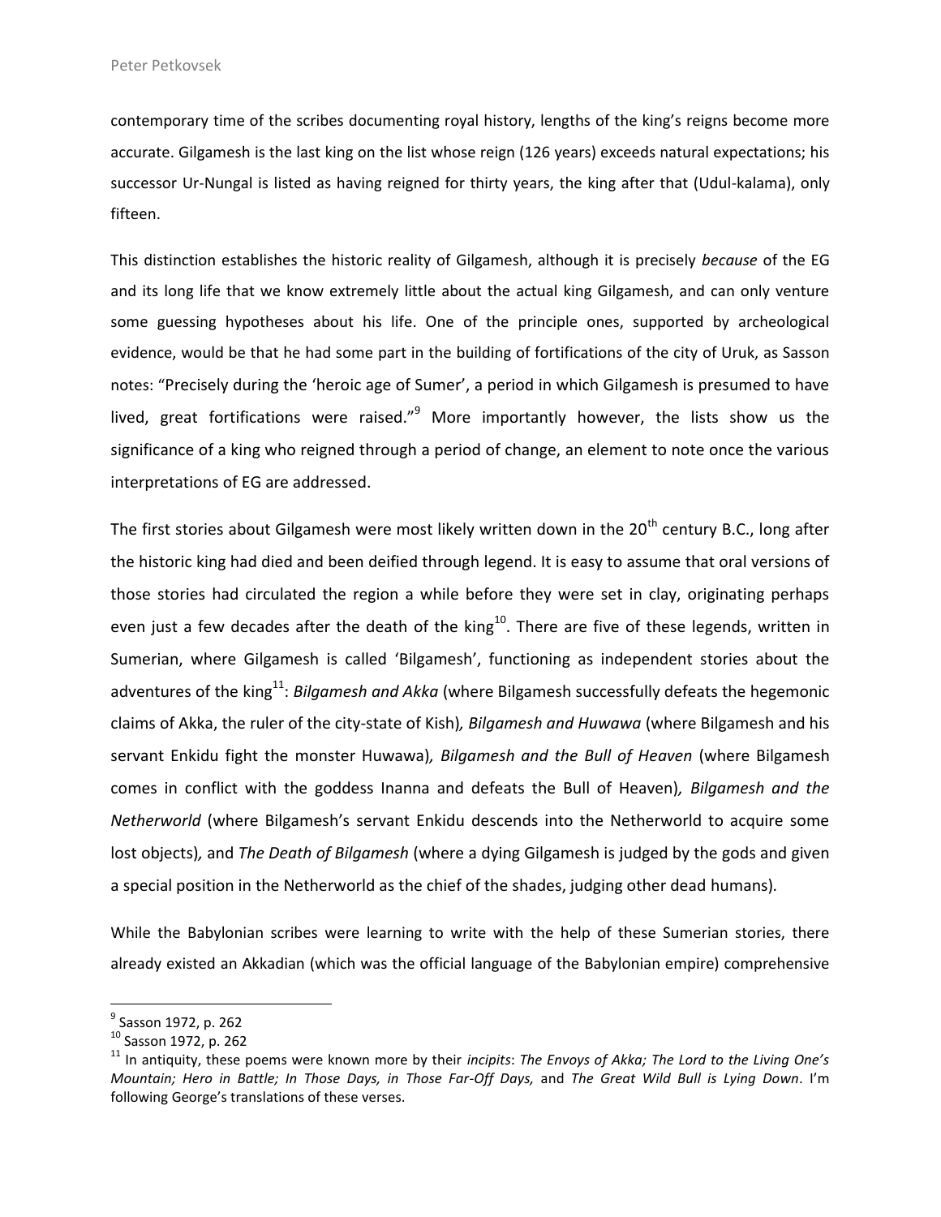contemporary time of the scribes documenting royal history, lengths of the king's reigns become more accurate. Gilgamesh is the last king on the list whose reign (126 years) exceeds natural expectations; his successor Ur-Nungal is listed as having reigned for thirty years, the king after that (Udul-kalama), only fifteen.

This distinction establishes the historic reality of Gilgamesh, although it is precisely *because* of the EG and its long life that we know extremely little about the actual king Gilgamesh, and can only venture some guessing hypotheses about his life. One of the principle ones, supported by archeological evidence, would be that he had some part in the building of fortifications of the city of Uruk, as Sasson notes: "Precisely during the 'heroic age of Sumer', a period in which Gilgamesh is presumed to have lived, great fortifications were raised."[9] More importantly however, the lists show us the significance of a king who reigned through a period of change, an element to note once the various interpretations of EG are addressed.

The first stories about Gilgamesh were most likely written down in the 20th century B.C., long after the historic king had died and been deified through legend. It is easy to assume that oral versions of those stories had circulated the region a while before they were set in clay, originating perhaps even just a few decades after the death of the king[10]. There are five of these legends, written in Sumerian, where Gilgamesh is called 'Bilgamesh', functioning as independent stories about the adventures of the king[11]: *Bilgamesh and Akka* (where Bilgamesh successfully defeats the hegemonic claims of Akka, the ruler of the city-state of Kish)*, Bilgamesh and Huwawa* (where Bilgamesh and his servant Enkidu fight the monster Huwawa)*, Bilgamesh and the Bull of Heaven* (where Bilgamesh comes in conflict with the goddess Inanna and defeats the Bull of Heaven)*, Bilgamesh and the Netherworld* (where Bilgamesh's servant Enkidu descends into the Netherworld to acquire some lost objects)*,* and *The Death of Bilgamesh* (where a dying Gilgamesh is judged by the gods and given a special position in the Netherworld as the chief of the shades, judging other dead humans).

While the Babylonian scribes were learning to write with the help of these Sumerian stories, there already existed an Akkadian (which was the official language of the Babylonian empire) comprehensive

---

[9] Sasson 1972, p. 262

[10] Sasson 1972, p. 262

[11] In antiquity, these poems were known more by their *incipits*: *The Envoys of Akka; The Lord to the Living One's Mountain; Hero in Battle; In Those Days, in Those Far-Off Days,* and *The Great Wild Bull is Lying Down*. I'm following George's translations of these verses.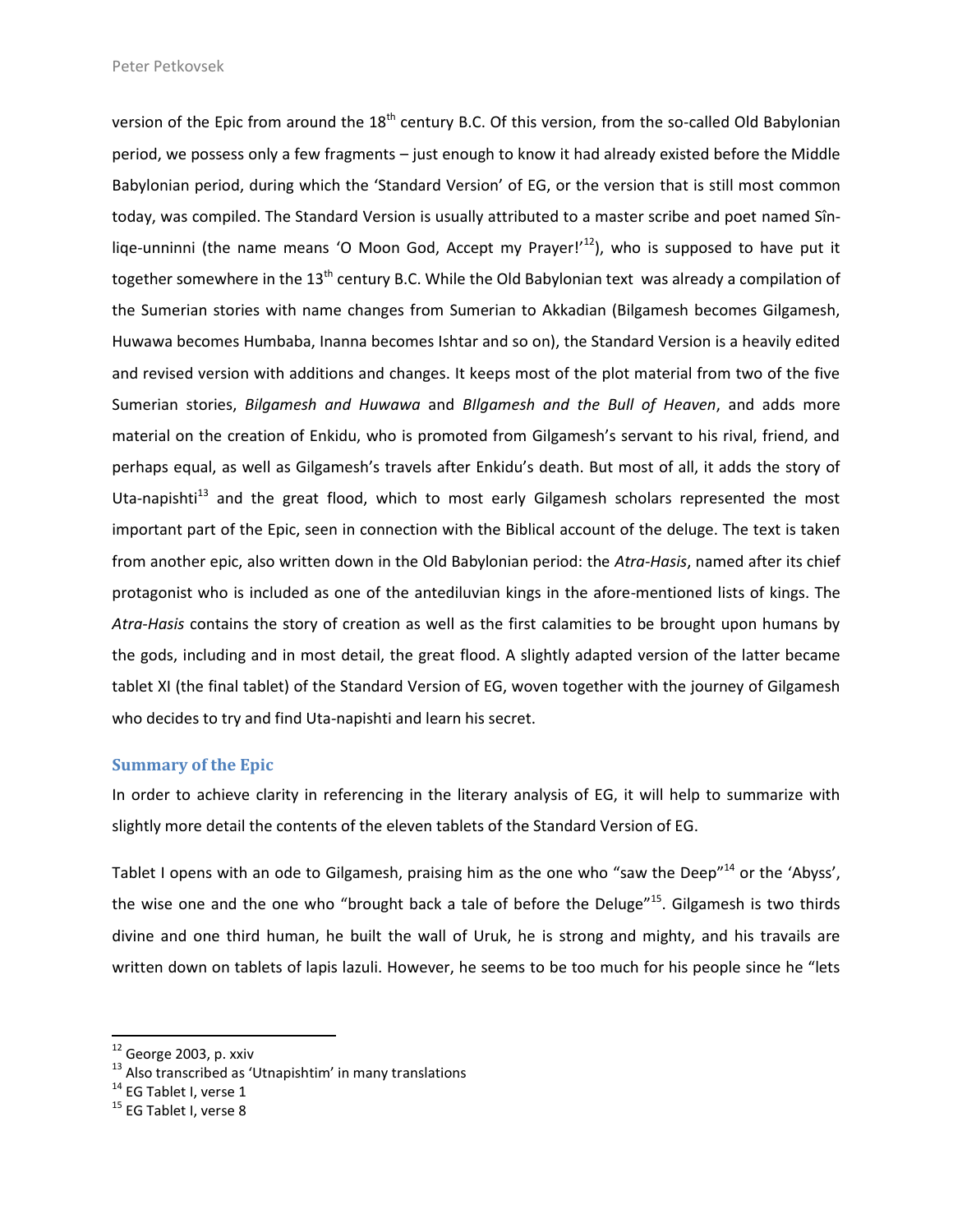version of the Epic from around the 18th century B.C. Of this version, from the so-called Old Babylonian period, we possess only a few fragments – just enough to know it had already existed before the Middle Babylonian period, during which the 'Standard Version' of EG, or the version that is still most common today, was compiled. The Standard Version is usually attributed to a master scribe and poet named Sîn-liqe-unninni (the name means 'O Moon God, Accept my Prayer!'[12]), who is supposed to have put it together somewhere in the 13th century B.C. While the Old Babylonian text was already a compilation of the Sumerian stories with name changes from Sumerian to Akkadian (Bilgamesh becomes Gilgamesh, Huwawa becomes Humbaba, Inanna becomes Ishtar and so on), the Standard Version is a heavily edited and revised version with additions and changes. It keeps most of the plot material from two of the five Sumerian stories, *Bilgamesh and Huwawa* and *BIlgamesh and the Bull of Heaven*, and adds more material on the creation of Enkidu, who is promoted from Gilgamesh's servant to his rival, friend, and perhaps equal, as well as Gilgamesh's travels after Enkidu's death. But most of all, it adds the story of Uta-napishti[13] and the great flood, which to most early Gilgamesh scholars represented the most important part of the Epic, seen in connection with the Biblical account of the deluge. The text is taken from another epic, also written down in the Old Babylonian period: the *Atra-Hasis*, named after its chief protagonist who is included as one of the antediluvian kings in the afore-mentioned lists of kings. The *Atra-Hasis* contains the story of creation as well as the first calamities to be brought upon humans by the gods, including and in most detail, the great flood. A slightly adapted version of the latter became tablet XI (the final tablet) of the Standard Version of EG, woven together with the journey of Gilgamesh who decides to try and find Uta-napishti and learn his secret.

## Summary of the Epic

In order to achieve clarity in referencing in the literary analysis of EG, it will help to summarize with slightly more detail the contents of the eleven tablets of the Standard Version of EG.

Tablet I opens with an ode to Gilgamesh, praising him as the one who "saw the Deep"[14] or the 'Abyss', the wise one and the one who "brought back a tale of before the Deluge"[15]. Gilgamesh is two thirds divine and one third human, he built the wall of Uruk, he is strong and mighty, and his travails are written down on tablets of lapis lazuli. However, he seems to be too much for his people since he "lets

---

[12] George 2003, p. xxiv

[13] Also transcribed as 'Utnapishtim' in many translations

[14] EG Tablet I, verse 1

[15] EG Tablet I, verse 8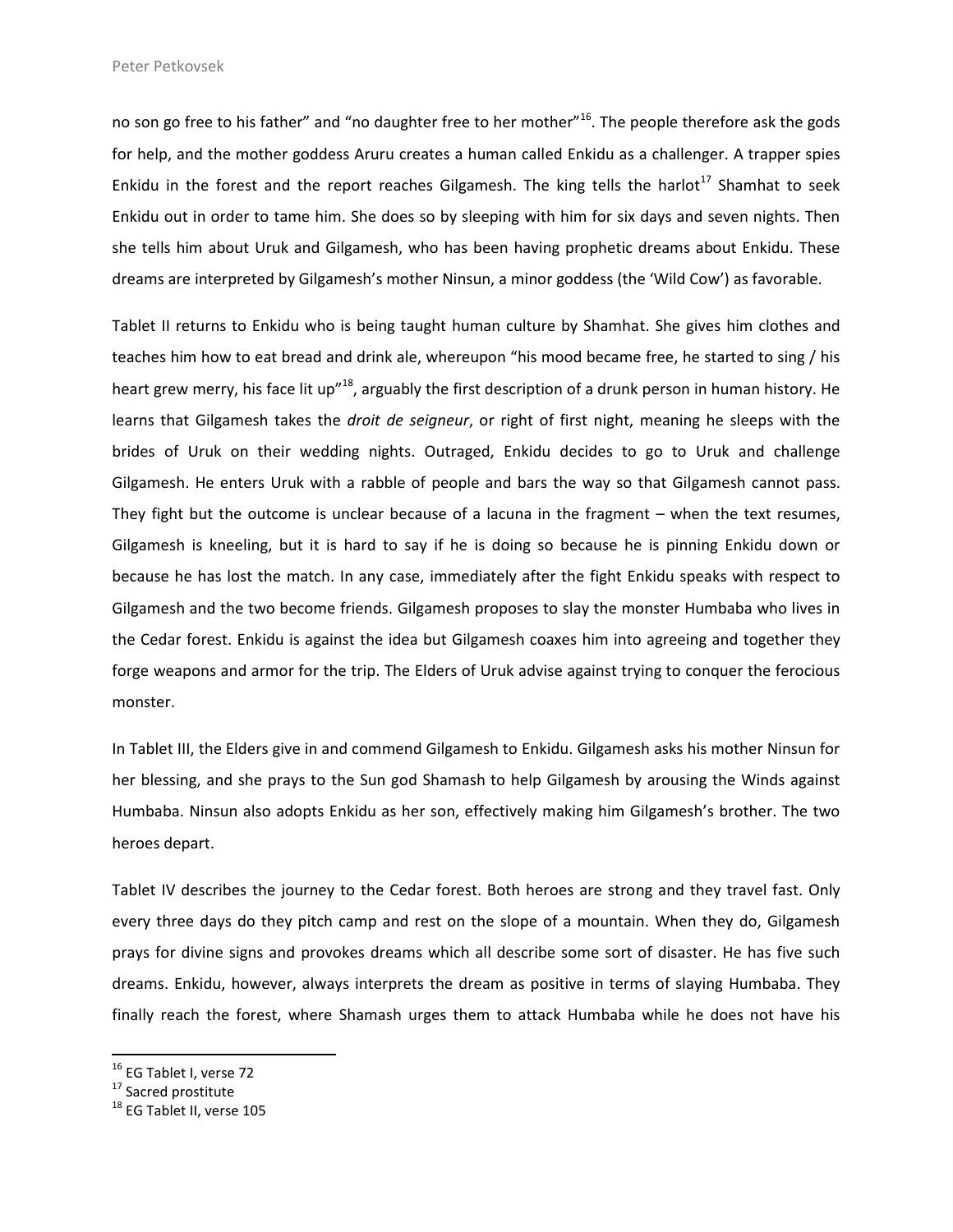no son go free to his father" and "no daughter free to her mother"[16]. The people therefore ask the gods for help, and the mother goddess Aruru creates a human called Enkidu as a challenger. A trapper spies Enkidu in the forest and the report reaches Gilgamesh. The king tells the harlot[17] Shamhat to seek Enkidu out in order to tame him. She does so by sleeping with him for six days and seven nights. Then she tells him about Uruk and Gilgamesh, who has been having prophetic dreams about Enkidu. These dreams are interpreted by Gilgamesh's mother Ninsun, a minor goddess (the 'Wild Cow') as favorable.

Tablet II returns to Enkidu who is being taught human culture by Shamhat. She gives him clothes and teaches him how to eat bread and drink ale, whereupon "his mood became free, he started to sing / his heart grew merry, his face lit up"[18], arguably the first description of a drunk person in human history. He learns that Gilgamesh takes the *droit de seigneur*, or right of first night, meaning he sleeps with the brides of Uruk on their wedding nights. Outraged, Enkidu decides to go to Uruk and challenge Gilgamesh. He enters Uruk with a rabble of people and bars the way so that Gilgamesh cannot pass. They fight but the outcome is unclear because of a lacuna in the fragment – when the text resumes, Gilgamesh is kneeling, but it is hard to say if he is doing so because he is pinning Enkidu down or because he has lost the match. In any case, immediately after the fight Enkidu speaks with respect to Gilgamesh and the two become friends. Gilgamesh proposes to slay the monster Humbaba who lives in the Cedar forest. Enkidu is against the idea but Gilgamesh coaxes him into agreeing and together they forge weapons and armor for the trip. The Elders of Uruk advise against trying to conquer the ferocious monster.

In Tablet III, the Elders give in and commend Gilgamesh to Enkidu. Gilgamesh asks his mother Ninsun for her blessing, and she prays to the Sun god Shamash to help Gilgamesh by arousing the Winds against Humbaba. Ninsun also adopts Enkidu as her son, effectively making him Gilgamesh's brother. The two heroes depart.

Tablet IV describes the journey to the Cedar forest. Both heroes are strong and they travel fast. Only every three days do they pitch camp and rest on the slope of a mountain. When they do, Gilgamesh prays for divine signs and provokes dreams which all describe some sort of disaster. He has five such dreams. Enkidu, however, always interprets the dream as positive in terms of slaying Humbaba. They finally reach the forest, where Shamash urges them to attack Humbaba while he does not have his

---

[16] EG Tablet I, verse 72

[17] Sacred prostitute

[18] EG Tablet II, verse 105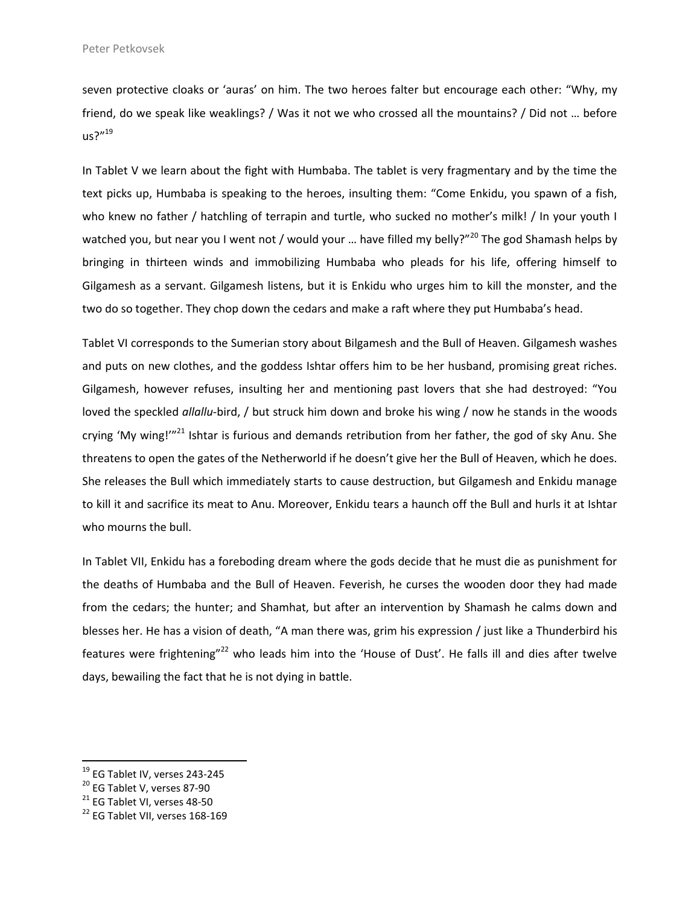seven protective cloaks or 'auras' on him. The two heroes falter but encourage each other: "Why, my friend, do we speak like weaklings? / Was it not we who crossed all the mountains? / Did not … before us?"[19]

In Tablet V we learn about the fight with Humbaba. The tablet is very fragmentary and by the time the text picks up, Humbaba is speaking to the heroes, insulting them: "Come Enkidu, you spawn of a fish, who knew no father / hatchling of terrapin and turtle, who sucked no mother's milk! / In your youth I watched you, but near you I went not / would your … have filled my belly?"[20] The god Shamash helps by bringing in thirteen winds and immobilizing Humbaba who pleads for his life, offering himself to Gilgamesh as a servant. Gilgamesh listens, but it is Enkidu who urges him to kill the monster, and the two do so together. They chop down the cedars and make a raft where they put Humbaba's head.

Tablet VI corresponds to the Sumerian story about Bilgamesh and the Bull of Heaven. Gilgamesh washes and puts on new clothes, and the goddess Ishtar offers him to be her husband, promising great riches. Gilgamesh, however refuses, insulting her and mentioning past lovers that she had destroyed: "You loved the speckled *allallu*-bird, / but struck him down and broke his wing / now he stands in the woods crying 'My wing!'"[21] Ishtar is furious and demands retribution from her father, the god of sky Anu. She threatens to open the gates of the Netherworld if he doesn't give her the Bull of Heaven, which he does. She releases the Bull which immediately starts to cause destruction, but Gilgamesh and Enkidu manage to kill it and sacrifice its meat to Anu. Moreover, Enkidu tears a haunch off the Bull and hurls it at Ishtar who mourns the bull.

In Tablet VII, Enkidu has a foreboding dream where the gods decide that he must die as punishment for the deaths of Humbaba and the Bull of Heaven. Feverish, he curses the wooden door they had made from the cedars; the hunter; and Shamhat, but after an intervention by Shamash he calms down and blesses her. He has a vision of death, "A man there was, grim his expression / just like a Thunderbird his features were frightening"[22] who leads him into the 'House of Dust'. He falls ill and dies after twelve days, bewailing the fact that he is not dying in battle.

---

[19] EG Tablet IV, verses 243-245
[20] EG Tablet V, verses 87-90
[21] EG Tablet VI, verses 48-50
[22] EG Tablet VII, verses 168-169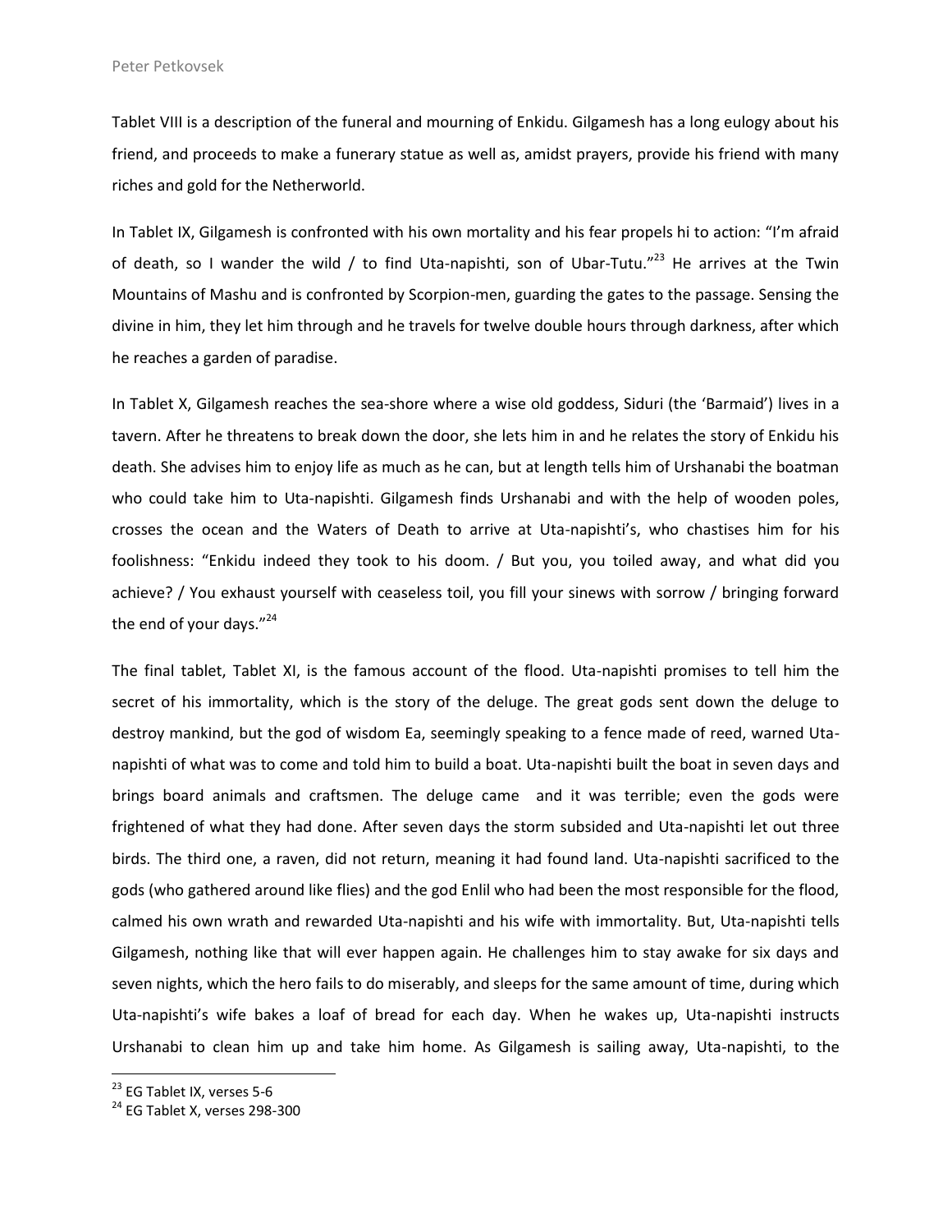Tablet VIII is a description of the funeral and mourning of Enkidu. Gilgamesh has a long eulogy about his friend, and proceeds to make a funerary statue as well as, amidst prayers, provide his friend with many riches and gold for the Netherworld.

In Tablet IX, Gilgamesh is confronted with his own mortality and his fear propels hi to action: "I'm afraid of death, so I wander the wild / to find Uta-napishti, son of Ubar-Tutu."[23] He arrives at the Twin Mountains of Mashu and is confronted by Scorpion-men, guarding the gates to the passage. Sensing the divine in him, they let him through and he travels for twelve double hours through darkness, after which he reaches a garden of paradise.

In Tablet X, Gilgamesh reaches the sea-shore where a wise old goddess, Siduri (the 'Barmaid') lives in a tavern. After he threatens to break down the door, she lets him in and he relates the story of Enkidu his death. She advises him to enjoy life as much as he can, but at length tells him of Urshanabi the boatman who could take him to Uta-napishti. Gilgamesh finds Urshanabi and with the help of wooden poles, crosses the ocean and the Waters of Death to arrive at Uta-napishti's, who chastises him for his foolishness: "Enkidu indeed they took to his doom. / But you, you toiled away, and what did you achieve? / You exhaust yourself with ceaseless toil, you fill your sinews with sorrow / bringing forward the end of your days."[24]

The final tablet, Tablet XI, is the famous account of the flood. Uta-napishti promises to tell him the secret of his immortality, which is the story of the deluge. The great gods sent down the deluge to destroy mankind, but the god of wisdom Ea, seemingly speaking to a fence made of reed, warned Uta-napishti of what was to come and told him to build a boat. Uta-napishti built the boat in seven days and brings board animals and craftsmen. The deluge came and it was terrible; even the gods were frightened of what they had done. After seven days the storm subsided and Uta-napishti let out three birds. The third one, a raven, did not return, meaning it had found land. Uta-napishti sacrificed to the gods (who gathered around like flies) and the god Enlil who had been the most responsible for the flood, calmed his own wrath and rewarded Uta-napishti and his wife with immortality. But, Uta-napishti tells Gilgamesh, nothing like that will ever happen again. He challenges him to stay awake for six days and seven nights, which the hero fails to do miserably, and sleeps for the same amount of time, during which Uta-napishti's wife bakes a loaf of bread for each day. When he wakes up, Uta-napishti instructs Urshanabi to clean him up and take him home. As Gilgamesh is sailing away, Uta-napishti, to the

[23] EG Tablet IX, verses 5-6

[24] EG Tablet X, verses 298-300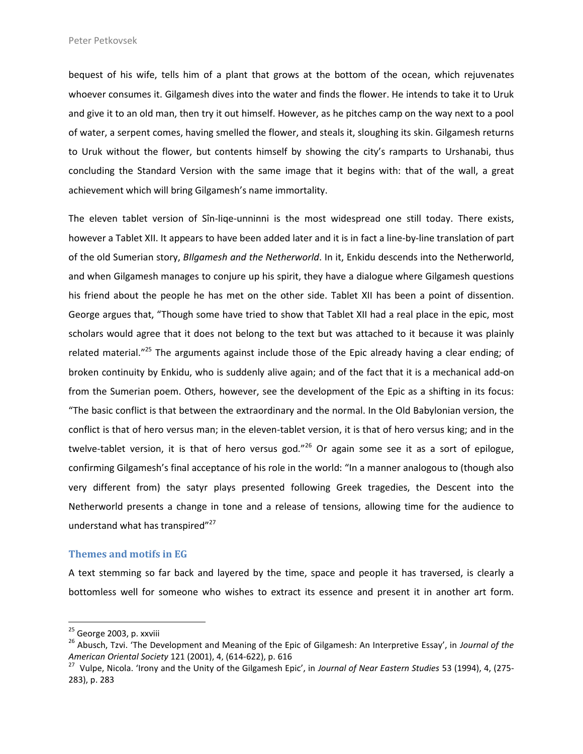bequest of his wife, tells him of a plant that grows at the bottom of the ocean, which rejuvenates whoever consumes it. Gilgamesh dives into the water and finds the flower. He intends to take it to Uruk and give it to an old man, then try it out himself. However, as he pitches camp on the way next to a pool of water, a serpent comes, having smelled the flower, and steals it, sloughing its skin. Gilgamesh returns to Uruk without the flower, but contents himself by showing the city's ramparts to Urshanabi, thus concluding the Standard Version with the same image that it begins with: that of the wall, a great achievement which will bring Gilgamesh's name immortality.

The eleven tablet version of Sîn-liqe-unninni is the most widespread one still today. There exists, however a Tablet XII. It appears to have been added later and it is in fact a line-by-line translation of part of the old Sumerian story, *BIlgamesh and the Netherworld*. In it, Enkidu descends into the Netherworld, and when Gilgamesh manages to conjure up his spirit, they have a dialogue where Gilgamesh questions his friend about the people he has met on the other side. Tablet XII has been a point of dissention. George argues that, "Though some have tried to show that Tablet XII had a real place in the epic, most scholars would agree that it does not belong to the text but was attached to it because it was plainly related material."[25] The arguments against include those of the Epic already having a clear ending; of broken continuity by Enkidu, who is suddenly alive again; and of the fact that it is a mechanical add-on from the Sumerian poem. Others, however, see the development of the Epic as a shifting in its focus: "The basic conflict is that between the extraordinary and the normal. In the Old Babylonian version, the conflict is that of hero versus man; in the eleven-tablet version, it is that of hero versus king; and in the twelve-tablet version, it is that of hero versus god."[26] Or again some see it as a sort of epilogue, confirming Gilgamesh's final acceptance of his role in the world: "In a manner analogous to (though also very different from) the satyr plays presented following Greek tragedies, the Descent into the Netherworld presents a change in tone and a release of tensions, allowing time for the audience to understand what has transpired"[27]

### Themes and motifs in EG

A text stemming so far back and layered by the time, space and people it has traversed, is clearly a bottomless well for someone who wishes to extract its essence and present it in another art form.

---

[25] George 2003, p. xxviii

[26] Abusch, Tzvi. 'The Development and Meaning of the Epic of Gilgamesh: An Interpretive Essay', in *Journal of the American Oriental Society* 121 (2001), 4, (614-622), p. 616

[27] Vulpe, Nicola. 'Irony and the Unity of the Gilgamesh Epic', in *Journal of Near Eastern Studies* 53 (1994), 4, (275-283), p. 283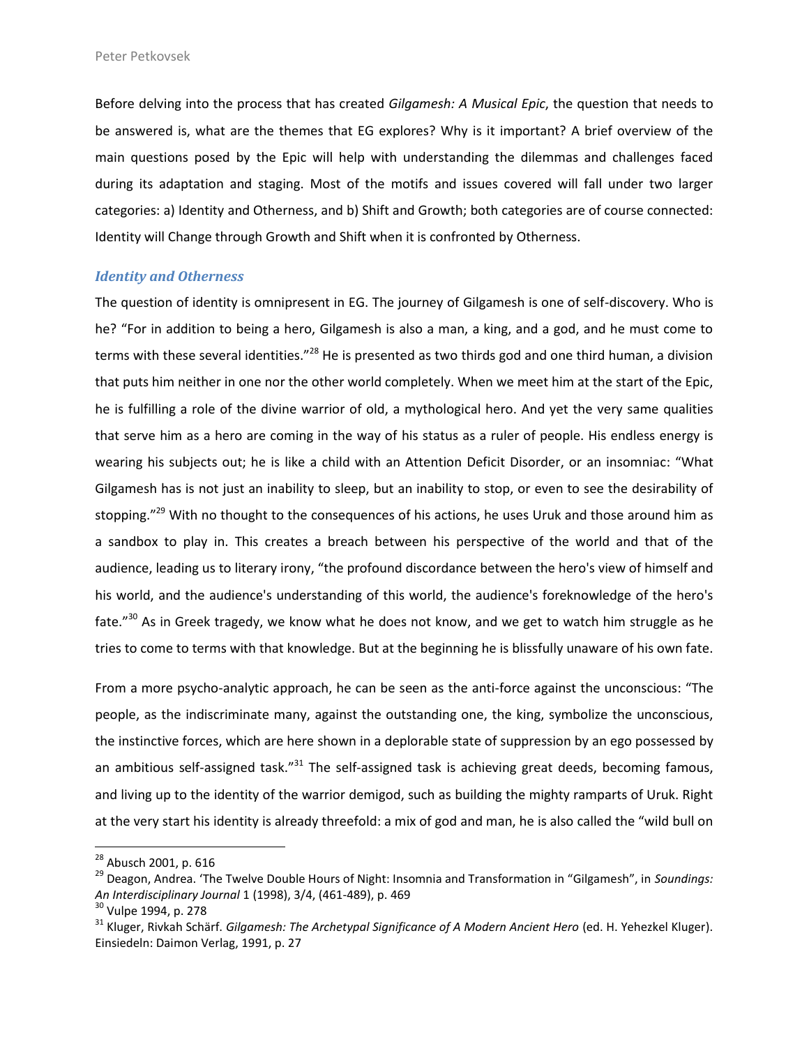Before delving into the process that has created *Gilgamesh: A Musical Epic*, the question that needs to be answered is, what are the themes that EG explores? Why is it important? A brief overview of the main questions posed by the Epic will help with understanding the dilemmas and challenges faced during its adaptation and staging. Most of the motifs and issues covered will fall under two larger categories: a) Identity and Otherness, and b) Shift and Growth; both categories are of course connected: Identity will Change through Growth and Shift when it is confronted by Otherness.

### *Identity and Otherness*

The question of identity is omnipresent in EG. The journey of Gilgamesh is one of self-discovery. Who is he? "For in addition to being a hero, Gilgamesh is also a man, a king, and a god, and he must come to terms with these several identities."[28] He is presented as two thirds god and one third human, a division that puts him neither in one nor the other world completely. When we meet him at the start of the Epic, he is fulfilling a role of the divine warrior of old, a mythological hero. And yet the very same qualities that serve him as a hero are coming in the way of his status as a ruler of people. His endless energy is wearing his subjects out; he is like a child with an Attention Deficit Disorder, or an insomniac: "What Gilgamesh has is not just an inability to sleep, but an inability to stop, or even to see the desirability of stopping."[29] With no thought to the consequences of his actions, he uses Uruk and those around him as a sandbox to play in. This creates a breach between his perspective of the world and that of the audience, leading us to literary irony, "the profound discordance between the hero's view of himself and his world, and the audience's understanding of this world, the audience's foreknowledge of the hero's fate."[30] As in Greek tragedy, we know what he does not know, and we get to watch him struggle as he tries to come to terms with that knowledge. But at the beginning he is blissfully unaware of his own fate.

From a more psycho-analytic approach, he can be seen as the anti-force against the unconscious: "The people, as the indiscriminate many, against the outstanding one, the king, symbolize the unconscious, the instinctive forces, which are here shown in a deplorable state of suppression by an ego possessed by an ambitious self-assigned task."[31] The self-assigned task is achieving great deeds, becoming famous, and living up to the identity of the warrior demigod, such as building the mighty ramparts of Uruk. Right at the very start his identity is already threefold: a mix of god and man, he is also called the "wild bull on

---

[28] Abusch 2001, p. 616

[29] Deagon, Andrea. 'The Twelve Double Hours of Night: Insomnia and Transformation in "Gilgamesh", in *Soundings: An Interdisciplinary Journal* 1 (1998), 3/4, (461-489), p. 469

[30] Vulpe 1994, p. 278

[31] Kluger, Rivkah Schärf. *Gilgamesh: The Archetypal Significance of A Modern Ancient Hero* (ed. H. Yehezkel Kluger). Einsiedeln: Daimon Verlag, 1991, p. 27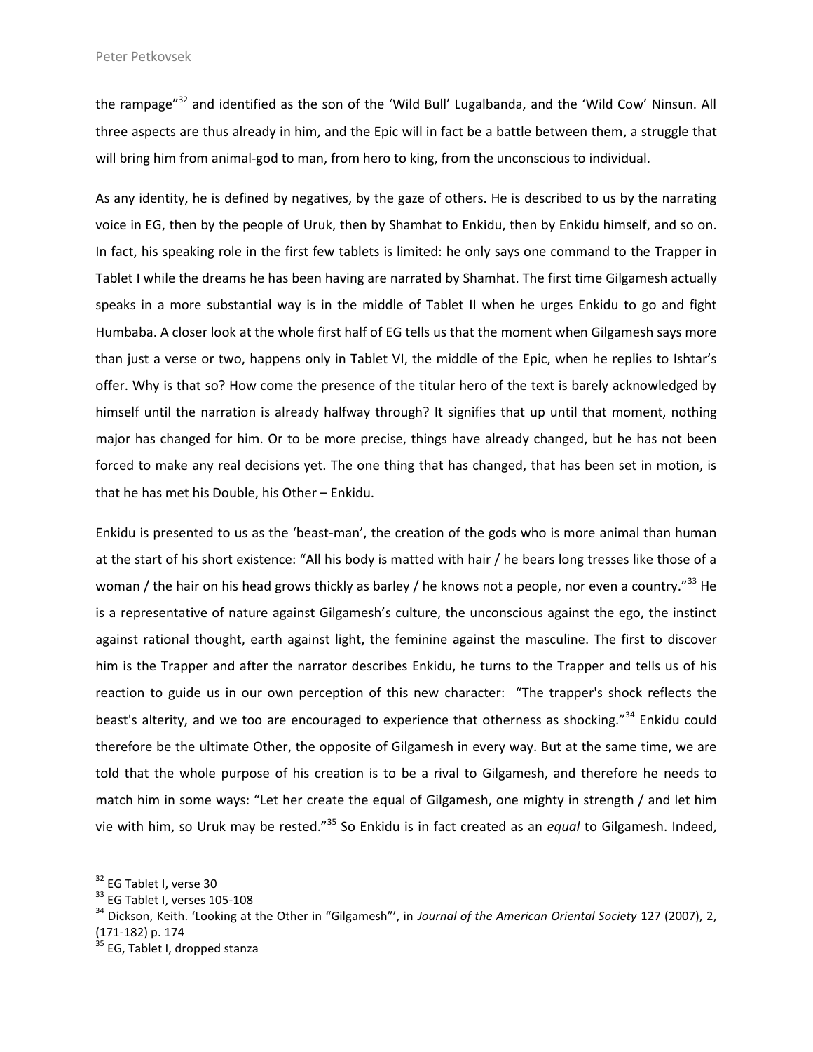the rampage"[32] and identified as the son of the 'Wild Bull' Lugalbanda, and the 'Wild Cow' Ninsun. All three aspects are thus already in him, and the Epic will in fact be a battle between them, a struggle that will bring him from animal-god to man, from hero to king, from the unconscious to individual.

As any identity, he is defined by negatives, by the gaze of others. He is described to us by the narrating voice in EG, then by the people of Uruk, then by Shamhat to Enkidu, then by Enkidu himself, and so on. In fact, his speaking role in the first few tablets is limited: he only says one command to the Trapper in Tablet I while the dreams he has been having are narrated by Shamhat. The first time Gilgamesh actually speaks in a more substantial way is in the middle of Tablet II when he urges Enkidu to go and fight Humbaba. A closer look at the whole first half of EG tells us that the moment when Gilgamesh says more than just a verse or two, happens only in Tablet VI, the middle of the Epic, when he replies to Ishtar's offer. Why is that so? How come the presence of the titular hero of the text is barely acknowledged by himself until the narration is already halfway through? It signifies that up until that moment, nothing major has changed for him. Or to be more precise, things have already changed, but he has not been forced to make any real decisions yet. The one thing that has changed, that has been set in motion, is that he has met his Double, his Other – Enkidu.

Enkidu is presented to us as the 'beast-man', the creation of the gods who is more animal than human at the start of his short existence: "All his body is matted with hair / he bears long tresses like those of a woman / the hair on his head grows thickly as barley / he knows not a people, nor even a country."[33] He is a representative of nature against Gilgamesh's culture, the unconscious against the ego, the instinct against rational thought, earth against light, the feminine against the masculine. The first to discover him is the Trapper and after the narrator describes Enkidu, he turns to the Trapper and tells us of his reaction to guide us in our own perception of this new character: "The trapper's shock reflects the beast's alterity, and we too are encouraged to experience that otherness as shocking."[34] Enkidu could therefore be the ultimate Other, the opposite of Gilgamesh in every way. But at the same time, we are told that the whole purpose of his creation is to be a rival to Gilgamesh, and therefore he needs to match him in some ways: "Let her create the equal of Gilgamesh, one mighty in strength / and let him vie with him, so Uruk may be rested."[35] So Enkidu is in fact created as an *equal* to Gilgamesh. Indeed,

---

[32] EG Tablet I, verse 30

[33] EG Tablet I, verses 105-108

[34] Dickson, Keith. 'Looking at the Other in "Gilgamesh"', in *Journal of the American Oriental Society* 127 (2007), 2, (171-182) p. 174

[35] EG, Tablet I, dropped stanza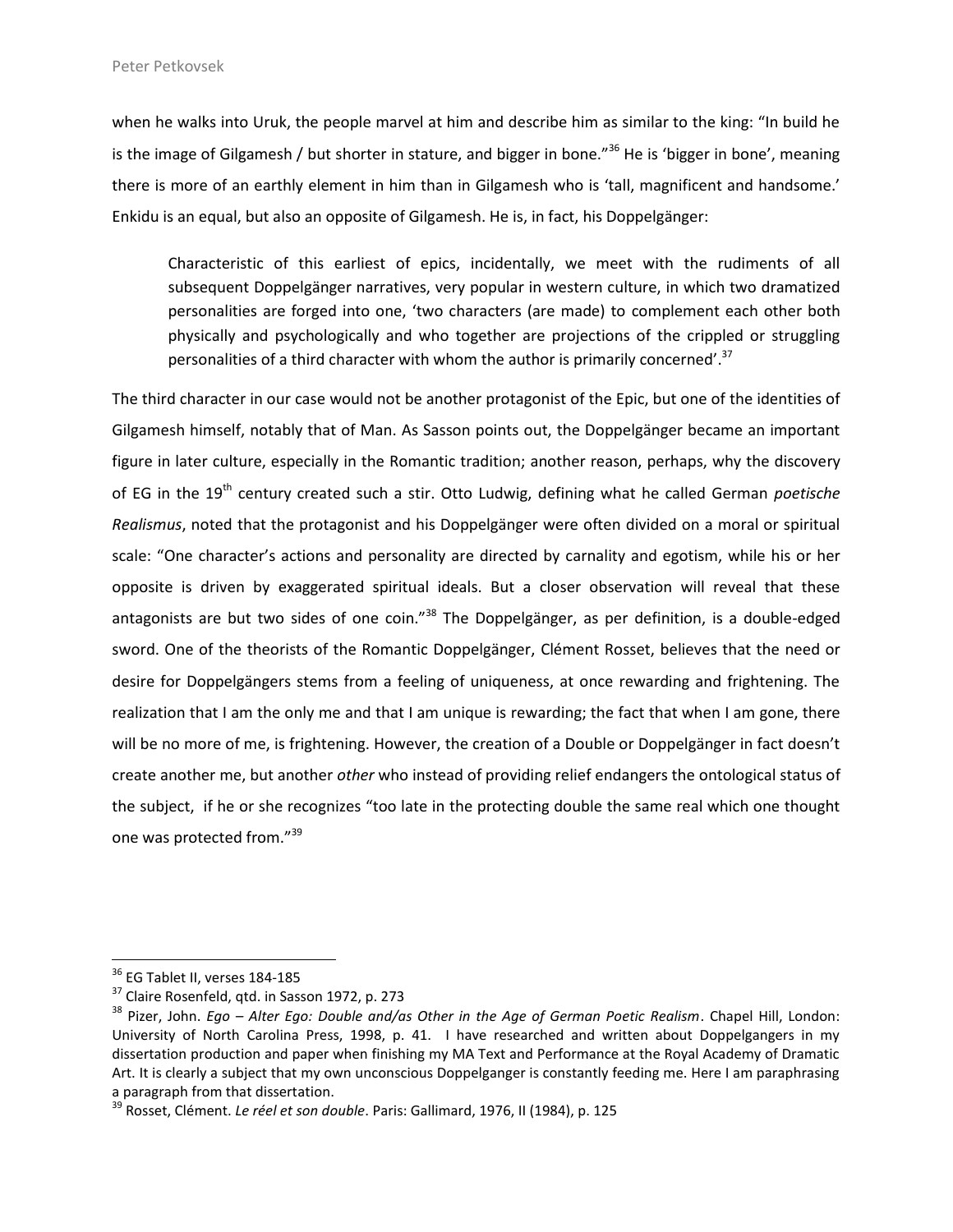when he walks into Uruk, the people marvel at him and describe him as similar to the king: "In build he is the image of Gilgamesh / but shorter in stature, and bigger in bone."[36] He is 'bigger in bone', meaning there is more of an earthly element in him than in Gilgamesh who is 'tall, magnificent and handsome.' Enkidu is an equal, but also an opposite of Gilgamesh. He is, in fact, his Doppelgänger:

> Characteristic of this earliest of epics, incidentally, we meet with the rudiments of all subsequent Doppelgänger narratives, very popular in western culture, in which two dramatized personalities are forged into one, 'two characters (are made) to complement each other both physically and psychologically and who together are projections of the crippled or struggling personalities of a third character with whom the author is primarily concerned'.[37]

The third character in our case would not be another protagonist of the Epic, but one of the identities of Gilgamesh himself, notably that of Man. As Sasson points out, the Doppelgänger became an important figure in later culture, especially in the Romantic tradition; another reason, perhaps, why the discovery of EG in the 19th century created such a stir. Otto Ludwig, defining what he called German *poetische Realismus*, noted that the protagonist and his Doppelgänger were often divided on a moral or spiritual scale: "One character's actions and personality are directed by carnality and egotism, while his or her opposite is driven by exaggerated spiritual ideals. But a closer observation will reveal that these antagonists are but two sides of one coin."[38] The Doppelgänger, as per definition, is a double-edged sword. One of the theorists of the Romantic Doppelgänger, Clément Rosset, believes that the need or desire for Doppelgängers stems from a feeling of uniqueness, at once rewarding and frightening. The realization that I am the only me and that I am unique is rewarding; the fact that when I am gone, there will be no more of me, is frightening. However, the creation of a Double or Doppelgänger in fact doesn't create another me, but another *other* who instead of providing relief endangers the ontological status of the subject, if he or she recognizes "too late in the protecting double the same real which one thought one was protected from."[39]

---

[36] EG Tablet II, verses 184-185

[37] Claire Rosenfeld, qtd. in Sasson 1972, p. 273

[38] Pizer, John. *Ego – Alter Ego: Double and/as Other in the Age of German Poetic Realism*. Chapel Hill, London: University of North Carolina Press, 1998, p. 41. I have researched and written about Doppelgangers in my dissertation production and paper when finishing my MA Text and Performance at the Royal Academy of Dramatic Art. It is clearly a subject that my own unconscious Doppelganger is constantly feeding me. Here I am paraphrasing a paragraph from that dissertation.

[39] Rosset, Clément. *Le réel et son double*. Paris: Gallimard, 1976, II (1984), p. 125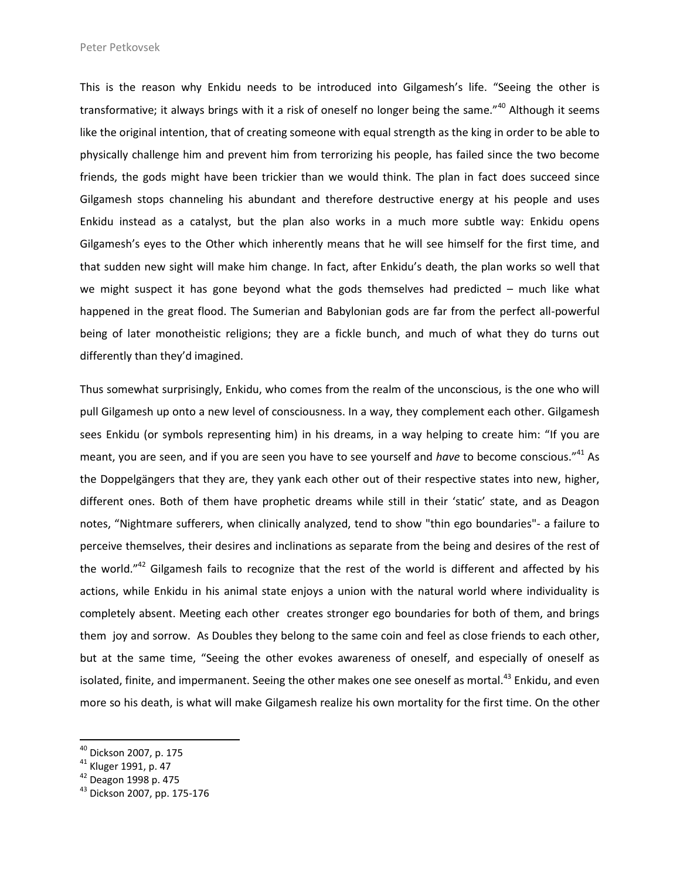This is the reason why Enkidu needs to be introduced into Gilgamesh's life. "Seeing the other is transformative; it always brings with it a risk of oneself no longer being the same."[40] Although it seems like the original intention, that of creating someone with equal strength as the king in order to be able to physically challenge him and prevent him from terrorizing his people, has failed since the two become friends, the gods might have been trickier than we would think. The plan in fact does succeed since Gilgamesh stops channeling his abundant and therefore destructive energy at his people and uses Enkidu instead as a catalyst, but the plan also works in a much more subtle way: Enkidu opens Gilgamesh's eyes to the Other which inherently means that he will see himself for the first time, and that sudden new sight will make him change. In fact, after Enkidu's death, the plan works so well that we might suspect it has gone beyond what the gods themselves had predicted – much like what happened in the great flood. The Sumerian and Babylonian gods are far from the perfect all-powerful being of later monotheistic religions; they are a fickle bunch, and much of what they do turns out differently than they'd imagined.

Thus somewhat surprisingly, Enkidu, who comes from the realm of the unconscious, is the one who will pull Gilgamesh up onto a new level of consciousness. In a way, they complement each other. Gilgamesh sees Enkidu (or symbols representing him) in his dreams, in a way helping to create him: "If you are meant, you are seen, and if you are seen you have to see yourself and *have* to become conscious."[41] As the Doppelgängers that they are, they yank each other out of their respective states into new, higher, different ones. Both of them have prophetic dreams while still in their 'static' state, and as Deagon notes, "Nightmare sufferers, when clinically analyzed, tend to show "thin ego boundaries"- a failure to perceive themselves, their desires and inclinations as separate from the being and desires of the rest of the world."[42] Gilgamesh fails to recognize that the rest of the world is different and affected by his actions, while Enkidu in his animal state enjoys a union with the natural world where individuality is completely absent. Meeting each other creates stronger ego boundaries for both of them, and brings them joy and sorrow. As Doubles they belong to the same coin and feel as close friends to each other, but at the same time, "Seeing the other evokes awareness of oneself, and especially of oneself as isolated, finite, and impermanent. Seeing the other makes one see oneself as mortal.[43] Enkidu, and even more so his death, is what will make Gilgamesh realize his own mortality for the first time. On the other

---

[40] Dickson 2007, p. 175

[41] Kluger 1991, p. 47

[42] Deagon 1998 p. 475

[43] Dickson 2007, pp. 175-176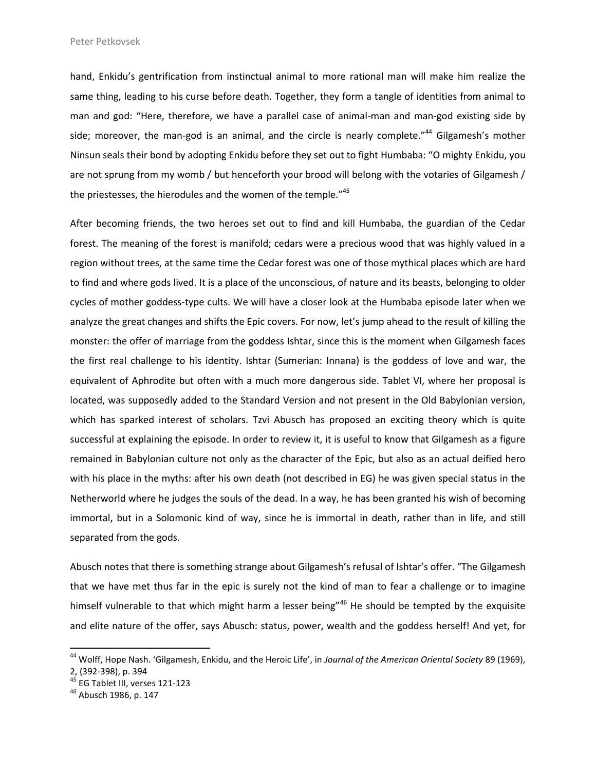hand, Enkidu's gentrification from instinctual animal to more rational man will make him realize the same thing, leading to his curse before death. Together, they form a tangle of identities from animal to man and god: "Here, therefore, we have a parallel case of animal-man and man-god existing side by side; moreover, the man-god is an animal, and the circle is nearly complete."[44] Gilgamesh's mother Ninsun seals their bond by adopting Enkidu before they set out to fight Humbaba: "O mighty Enkidu, you are not sprung from my womb / but henceforth your brood will belong with the votaries of Gilgamesh / the priestesses, the hierodules and the women of the temple."[45]

After becoming friends, the two heroes set out to find and kill Humbaba, the guardian of the Cedar forest. The meaning of the forest is manifold; cedars were a precious wood that was highly valued in a region without trees, at the same time the Cedar forest was one of those mythical places which are hard to find and where gods lived. It is a place of the unconscious, of nature and its beasts, belonging to older cycles of mother goddess-type cults. We will have a closer look at the Humbaba episode later when we analyze the great changes and shifts the Epic covers. For now, let's jump ahead to the result of killing the monster: the offer of marriage from the goddess Ishtar, since this is the moment when Gilgamesh faces the first real challenge to his identity. Ishtar (Sumerian: Innana) is the goddess of love and war, the equivalent of Aphrodite but often with a much more dangerous side. Tablet VI, where her proposal is located, was supposedly added to the Standard Version and not present in the Old Babylonian version, which has sparked interest of scholars. Tzvi Abusch has proposed an exciting theory which is quite successful at explaining the episode. In order to review it, it is useful to know that Gilgamesh as a figure remained in Babylonian culture not only as the character of the Epic, but also as an actual deified hero with his place in the myths: after his own death (not described in EG) he was given special status in the Netherworld where he judges the souls of the dead. In a way, he has been granted his wish of becoming immortal, but in a Solomonic kind of way, since he is immortal in death, rather than in life, and still separated from the gods.

Abusch notes that there is something strange about Gilgamesh's refusal of Ishtar's offer. "The Gilgamesh that we have met thus far in the epic is surely not the kind of man to fear a challenge or to imagine himself vulnerable to that which might harm a lesser being"[46] He should be tempted by the exquisite and elite nature of the offer, says Abusch: status, power, wealth and the goddess herself! And yet, for

---

[44] Wolff, Hope Nash. 'Gilgamesh, Enkidu, and the Heroic Life', in *Journal of the American Oriental Society* 89 (1969), 2, (392-398), p. 394

[45] EG Tablet III, verses 121-123

[46] Abusch 1986, p. 147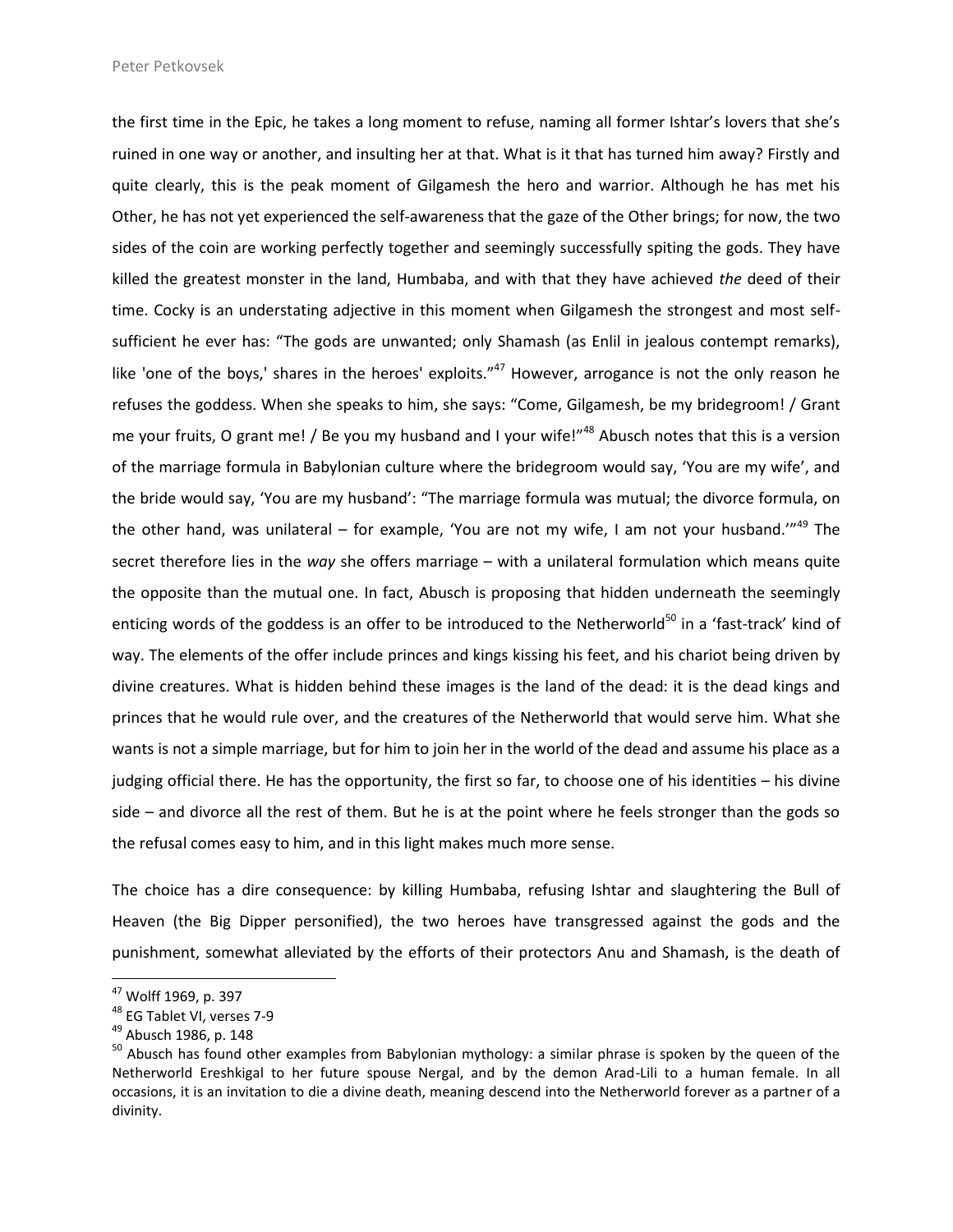the first time in the Epic, he takes a long moment to refuse, naming all former Ishtar's lovers that she's ruined in one way or another, and insulting her at that. What is it that has turned him away? Firstly and quite clearly, this is the peak moment of Gilgamesh the hero and warrior. Although he has met his Other, he has not yet experienced the self-awareness that the gaze of the Other brings; for now, the two sides of the coin are working perfectly together and seemingly successfully spiting the gods. They have killed the greatest monster in the land, Humbaba, and with that they have achieved *the* deed of their time. Cocky is an understating adjective in this moment when Gilgamesh the strongest and most self-sufficient he ever has: "The gods are unwanted; only Shamash (as Enlil in jealous contempt remarks), like 'one of the boys,' shares in the heroes' exploits."[47] However, arrogance is not the only reason he refuses the goddess. When she speaks to him, she says: "Come, Gilgamesh, be my bridegroom! / Grant me your fruits, O grant me! / Be you my husband and I your wife!"[48] Abusch notes that this is a version of the marriage formula in Babylonian culture where the bridegroom would say, 'You are my wife', and the bride would say, 'You are my husband': "The marriage formula was mutual; the divorce formula, on the other hand, was unilateral – for example, 'You are not my wife, I am not your husband.'"[49] The secret therefore lies in the *way* she offers marriage – with a unilateral formulation which means quite the opposite than the mutual one. In fact, Abusch is proposing that hidden underneath the seemingly enticing words of the goddess is an offer to be introduced to the Netherworld[50] in a 'fast-track' kind of way. The elements of the offer include princes and kings kissing his feet, and his chariot being driven by divine creatures. What is hidden behind these images is the land of the dead: it is the dead kings and princes that he would rule over, and the creatures of the Netherworld that would serve him. What she wants is not a simple marriage, but for him to join her in the world of the dead and assume his place as a judging official there. He has the opportunity, the first so far, to choose one of his identities – his divine side – and divorce all the rest of them. But he is at the point where he feels stronger than the gods so the refusal comes easy to him, and in this light makes much more sense.

The choice has a dire consequence: by killing Humbaba, refusing Ishtar and slaughtering the Bull of Heaven (the Big Dipper personified), the two heroes have transgressed against the gods and the punishment, somewhat alleviated by the efforts of their protectors Anu and Shamash, is the death of

---

[47] Wolff 1969, p. 397

[48] EG Tablet VI, verses 7-9

[49] Abusch 1986, p. 148

[50] Abusch has found other examples from Babylonian mythology: a similar phrase is spoken by the queen of the Netherworld Ereshkigal to her future spouse Nergal, and by the demon Arad-Lili to a human female. In all occasions, it is an invitation to die a divine death, meaning descend into the Netherworld forever as a partner of a divinity.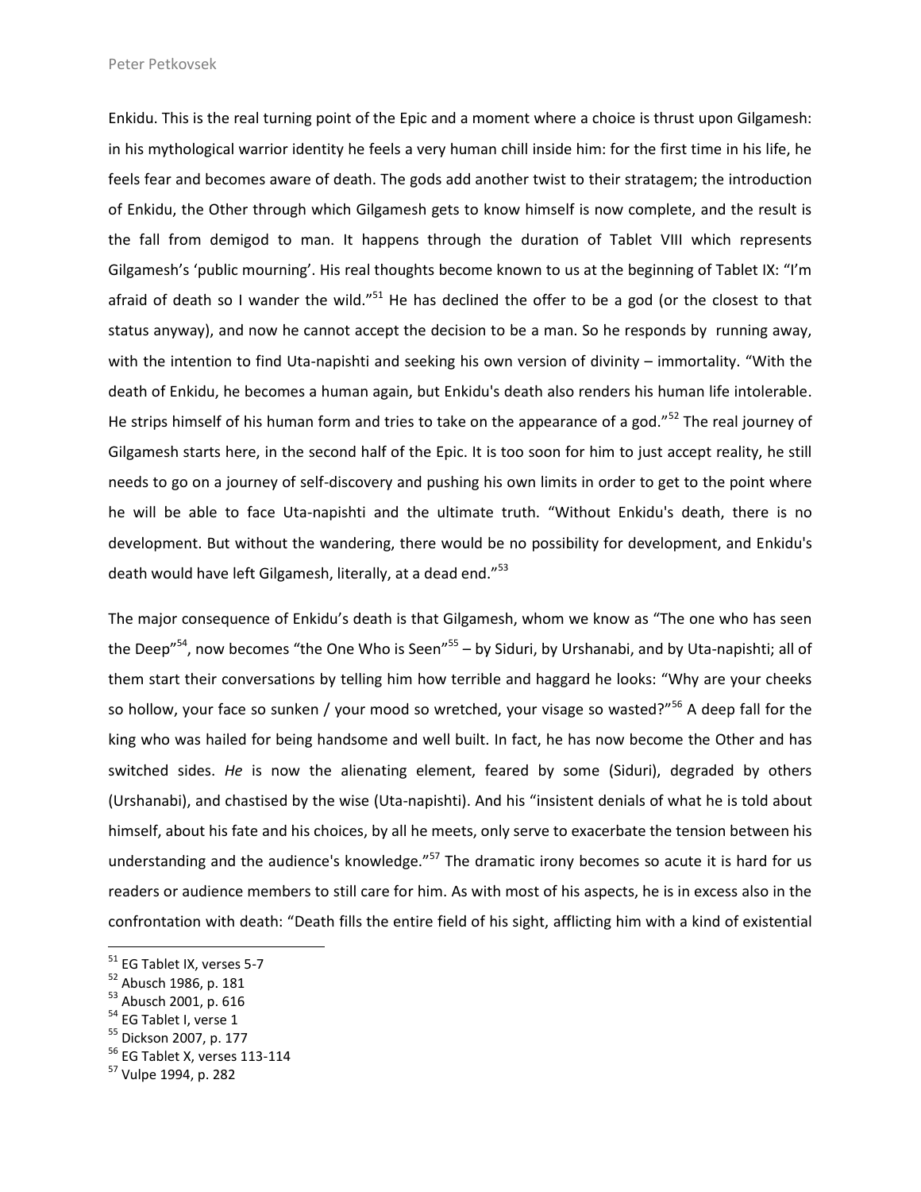Enkidu. This is the real turning point of the Epic and a moment where a choice is thrust upon Gilgamesh: in his mythological warrior identity he feels a very human chill inside him: for the first time in his life, he feels fear and becomes aware of death. The gods add another twist to their stratagem; the introduction of Enkidu, the Other through which Gilgamesh gets to know himself is now complete, and the result is the fall from demigod to man. It happens through the duration of Tablet VIII which represents Gilgamesh's 'public mourning'. His real thoughts become known to us at the beginning of Tablet IX: "I'm afraid of death so I wander the wild."[51] He has declined the offer to be a god (or the closest to that status anyway), and now he cannot accept the decision to be a man. So he responds by running away, with the intention to find Uta-napishti and seeking his own version of divinity – immortality. "With the death of Enkidu, he becomes a human again, but Enkidu's death also renders his human life intolerable. He strips himself of his human form and tries to take on the appearance of a god."[52] The real journey of Gilgamesh starts here, in the second half of the Epic. It is too soon for him to just accept reality, he still needs to go on a journey of self-discovery and pushing his own limits in order to get to the point where he will be able to face Uta-napishti and the ultimate truth. "Without Enkidu's death, there is no development. But without the wandering, there would be no possibility for development, and Enkidu's death would have left Gilgamesh, literally, at a dead end."[53]

The major consequence of Enkidu's death is that Gilgamesh, whom we know as "The one who has seen the Deep"[54], now becomes "the One Who is Seen"[55] – by Siduri, by Urshanabi, and by Uta-napishti; all of them start their conversations by telling him how terrible and haggard he looks: "Why are your cheeks so hollow, your face so sunken / your mood so wretched, your visage so wasted?"[56] A deep fall for the king who was hailed for being handsome and well built. In fact, he has now become the Other and has switched sides. *He* is now the alienating element, feared by some (Siduri), degraded by others (Urshanabi), and chastised by the wise (Uta-napishti). And his "insistent denials of what he is told about himself, about his fate and his choices, by all he meets, only serve to exacerbate the tension between his understanding and the audience's knowledge."[57] The dramatic irony becomes so acute it is hard for us readers or audience members to still care for him. As with most of his aspects, he is in excess also in the confrontation with death: "Death fills the entire field of his sight, afflicting him with a kind of existential

---

[51] EG Tablet IX, verses 5-7
[52] Abusch 1986, p. 181
[53] Abusch 2001, p. 616
[54] EG Tablet I, verse 1
[55] Dickson 2007, p. 177
[56] EG Tablet X, verses 113-114
[57] Vulpe 1994, p. 282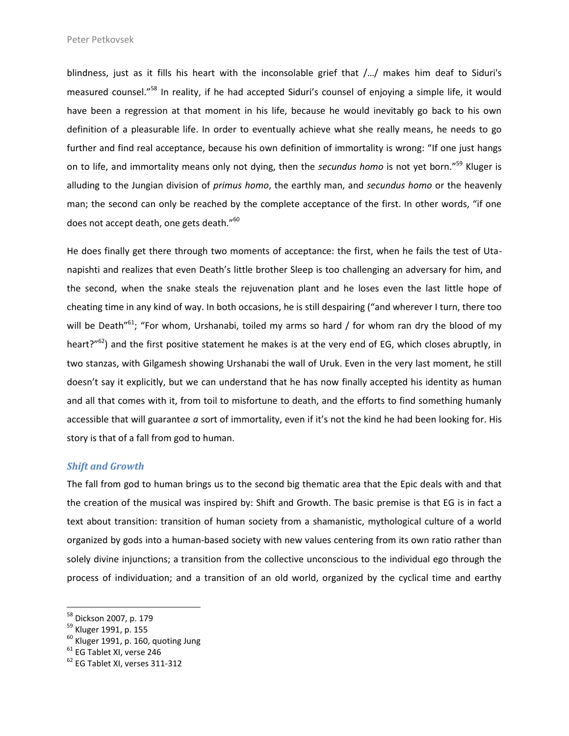blindness, just as it fills his heart with the inconsolable grief that /…/ makes him deaf to Siduri's measured counsel."[58] In reality, if he had accepted Siduri's counsel of enjoying a simple life, it would have been a regression at that moment in his life, because he would inevitably go back to his own definition of a pleasurable life. In order to eventually achieve what she really means, he needs to go further and find real acceptance, because his own definition of immortality is wrong: "If one just hangs on to life, and immortality means only not dying, then the *secundus homo* is not yet born."[59] Kluger is alluding to the Jungian division of *primus homo*, the earthly man, and *secundus homo* or the heavenly man; the second can only be reached by the complete acceptance of the first. In other words, "if one does not accept death, one gets death."[60]

He does finally get there through two moments of acceptance: the first, when he fails the test of Uta-napishti and realizes that even Death's little brother Sleep is too challenging an adversary for him, and the second, when the snake steals the rejuvenation plant and he loses even the last little hope of cheating time in any kind of way. In both occasions, he is still despairing ("and wherever I turn, there too will be Death"[61]; "For whom, Urshanabi, toiled my arms so hard / for whom ran dry the blood of my heart?"[62]) and the first positive statement he makes is at the very end of EG, which closes abruptly, in two stanzas, with Gilgamesh showing Urshanabi the wall of Uruk. Even in the very last moment, he still doesn't say it explicitly, but we can understand that he has now finally accepted his identity as human and all that comes with it, from toil to misfortune to death, and the efforts to find something humanly accessible that will guarantee *a* sort of immortality, even if it's not the kind he had been looking for. His story is that of a fall from god to human.

### *Shift and Growth*

The fall from god to human brings us to the second big thematic area that the Epic deals with and that the creation of the musical was inspired by: Shift and Growth. The basic premise is that EG is in fact a text about transition: transition of human society from a shamanistic, mythological culture of a world organized by gods into a human-based society with new values centering from its own ratio rather than solely divine injunctions; a transition from the collective unconscious to the individual ego through the process of individuation; and a transition of an old world, organized by the cyclical time and earthy

---

[58] Dickson 2007, p. 179
[59] Kluger 1991, p. 155
[60] Kluger 1991, p. 160, quoting Jung
[61] EG Tablet XI, verse 246
[62] EG Tablet XI, verses 311-312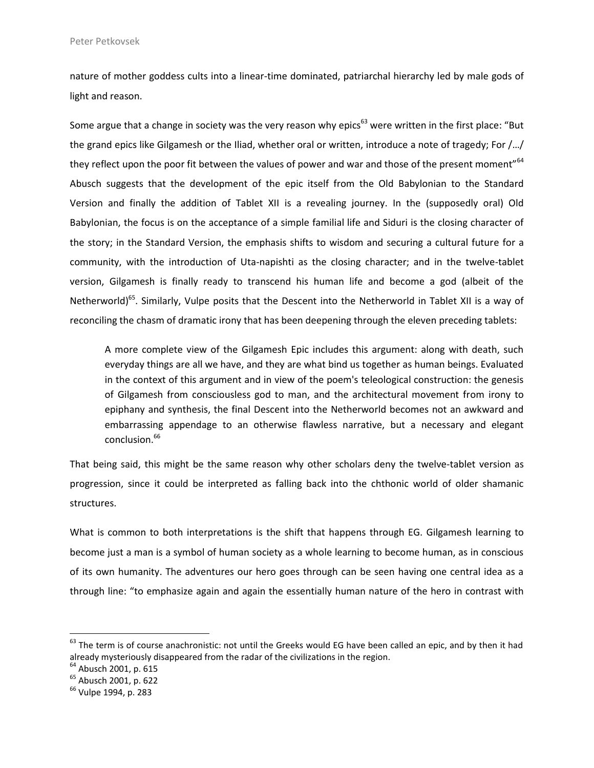nature of mother goddess cults into a linear-time dominated, patriarchal hierarchy led by male gods of light and reason.

Some argue that a change in society was the very reason why epics[63] were written in the first place: "But the grand epics like Gilgamesh or the Iliad, whether oral or written, introduce a note of tragedy; For /…/ they reflect upon the poor fit between the values of power and war and those of the present moment"[64] Abusch suggests that the development of the epic itself from the Old Babylonian to the Standard Version and finally the addition of Tablet XII is a revealing journey. In the (supposedly oral) Old Babylonian, the focus is on the acceptance of a simple familial life and Siduri is the closing character of the story; in the Standard Version, the emphasis shifts to wisdom and securing a cultural future for a community, with the introduction of Uta-napishti as the closing character; and in the twelve-tablet version, Gilgamesh is finally ready to transcend his human life and become a god (albeit of the Netherworld)[65]. Similarly, Vulpe posits that the Descent into the Netherworld in Tablet XII is a way of reconciling the chasm of dramatic irony that has been deepening through the eleven preceding tablets:

> A more complete view of the Gilgamesh Epic includes this argument: along with death, such everyday things are all we have, and they are what bind us together as human beings. Evaluated in the context of this argument and in view of the poem's teleological construction: the genesis of Gilgamesh from consciousless god to man, and the architectural movement from irony to epiphany and synthesis, the final Descent into the Netherworld becomes not an awkward and embarrassing appendage to an otherwise flawless narrative, but a necessary and elegant conclusion.[66]

That being said, this might be the same reason why other scholars deny the twelve-tablet version as progression, since it could be interpreted as falling back into the chthonic world of older shamanic structures.

What is common to both interpretations is the shift that happens through EG. Gilgamesh learning to become just a man is a symbol of human society as a whole learning to become human, as in conscious of its own humanity. The adventures our hero goes through can be seen having one central idea as a through line: "to emphasize again and again the essentially human nature of the hero in contrast with

---

[63] The term is of course anachronistic: not until the Greeks would EG have been called an epic, and by then it had already mysteriously disappeared from the radar of the civilizations in the region.

[64] Abusch 2001, p. 615

[65] Abusch 2001, p. 622

[66] Vulpe 1994, p. 283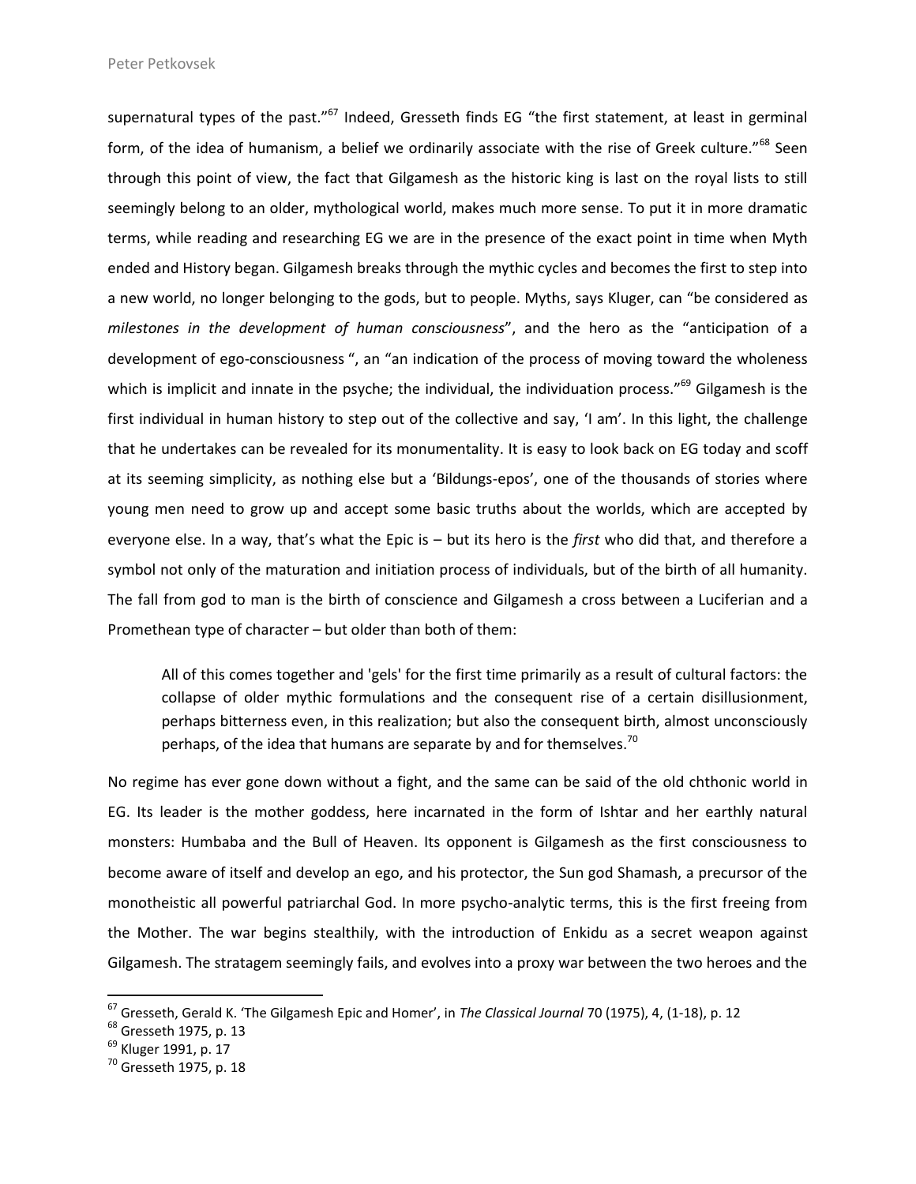supernatural types of the past."[67] Indeed, Gresseth finds EG "the first statement, at least in germinal form, of the idea of humanism, a belief we ordinarily associate with the rise of Greek culture."[68] Seen through this point of view, the fact that Gilgamesh as the historic king is last on the royal lists to still seemingly belong to an older, mythological world, makes much more sense. To put it in more dramatic terms, while reading and researching EG we are in the presence of the exact point in time when Myth ended and History began. Gilgamesh breaks through the mythic cycles and becomes the first to step into a new world, no longer belonging to the gods, but to people. Myths, says Kluger, can "be considered as *milestones in the development of human consciousness*", and the hero as the "anticipation of a development of ego-consciousness ", an "an indication of the process of moving toward the wholeness which is implicit and innate in the psyche; the individual, the individuation process."[69] Gilgamesh is the first individual in human history to step out of the collective and say, 'I am'. In this light, the challenge that he undertakes can be revealed for its monumentality. It is easy to look back on EG today and scoff at its seeming simplicity, as nothing else but a 'Bildungs-epos', one of the thousands of stories where young men need to grow up and accept some basic truths about the worlds, which are accepted by everyone else. In a way, that's what the Epic is – but its hero is the *first* who did that, and therefore a symbol not only of the maturation and initiation process of individuals, but of the birth of all humanity. The fall from god to man is the birth of conscience and Gilgamesh a cross between a Luciferian and a Promethean type of character – but older than both of them:

> All of this comes together and 'gels' for the first time primarily as a result of cultural factors: the collapse of older mythic formulations and the consequent rise of a certain disillusionment, perhaps bitterness even, in this realization; but also the consequent birth, almost unconsciously perhaps, of the idea that humans are separate by and for themselves.[70]

No regime has ever gone down without a fight, and the same can be said of the old chthonic world in EG. Its leader is the mother goddess, here incarnated in the form of Ishtar and her earthly natural monsters: Humbaba and the Bull of Heaven. Its opponent is Gilgamesh as the first consciousness to become aware of itself and develop an ego, and his protector, the Sun god Shamash, a precursor of the monotheistic all powerful patriarchal God. In more psycho-analytic terms, this is the first freeing from the Mother. The war begins stealthily, with the introduction of Enkidu as a secret weapon against Gilgamesh. The stratagem seemingly fails, and evolves into a proxy war between the two heroes and the

---

[67] Gresseth, Gerald K. 'The Gilgamesh Epic and Homer', in *The Classical Journal* 70 (1975), 4, (1-18), p. 12

[68] Gresseth 1975, p. 13

[69] Kluger 1991, p. 17

[70] Gresseth 1975, p. 18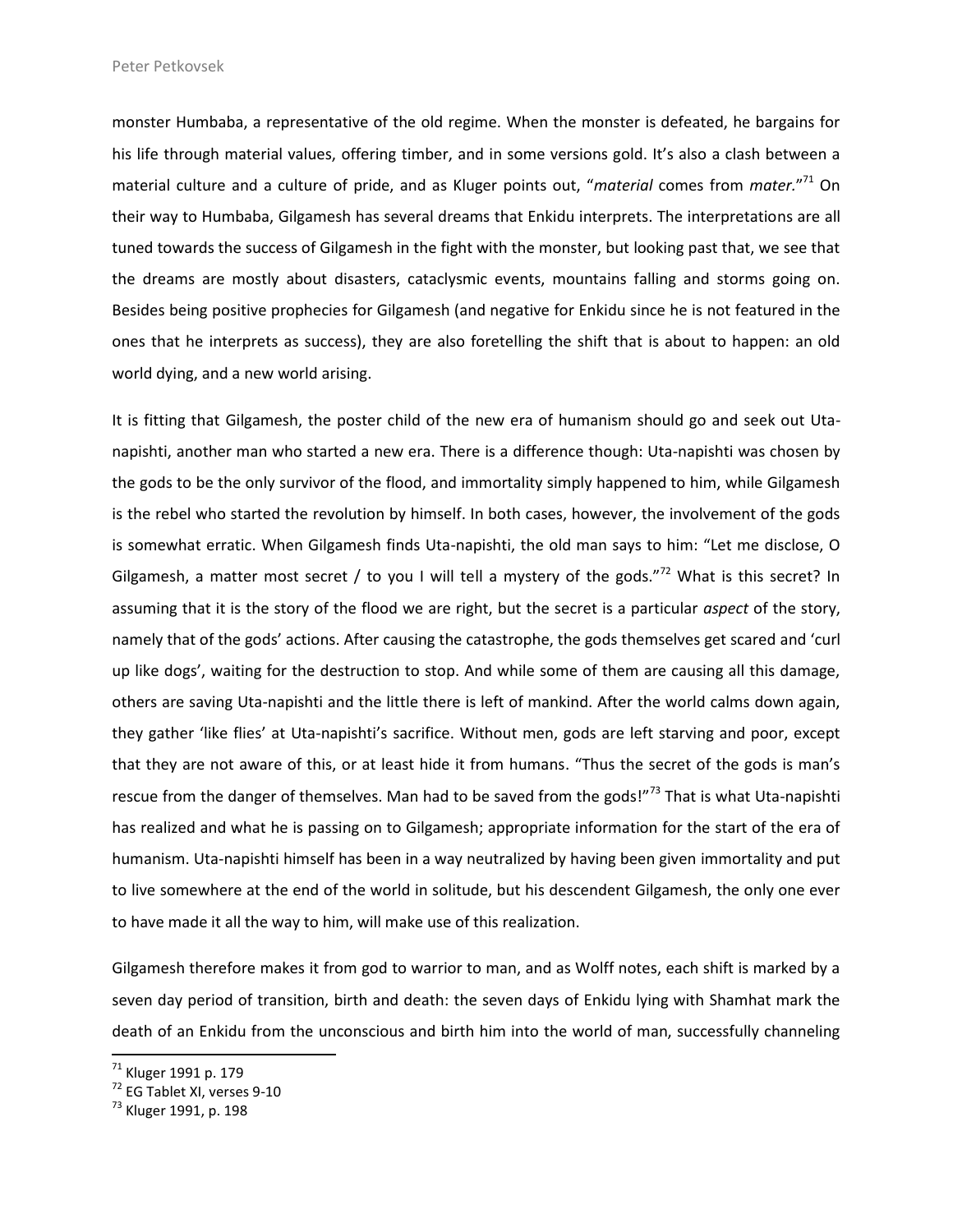monster Humbaba, a representative of the old regime. When the monster is defeated, he bargains for his life through material values, offering timber, and in some versions gold. It's also a clash between a material culture and a culture of pride, and as Kluger points out, "*material* comes from *mater.*"[71] On their way to Humbaba, Gilgamesh has several dreams that Enkidu interprets. The interpretations are all tuned towards the success of Gilgamesh in the fight with the monster, but looking past that, we see that the dreams are mostly about disasters, cataclysmic events, mountains falling and storms going on. Besides being positive prophecies for Gilgamesh (and negative for Enkidu since he is not featured in the ones that he interprets as success), they are also foretelling the shift that is about to happen: an old world dying, and a new world arising.

It is fitting that Gilgamesh, the poster child of the new era of humanism should go and seek out Uta-napishti, another man who started a new era. There is a difference though: Uta-napishti was chosen by the gods to be the only survivor of the flood, and immortality simply happened to him, while Gilgamesh is the rebel who started the revolution by himself. In both cases, however, the involvement of the gods is somewhat erratic. When Gilgamesh finds Uta-napishti, the old man says to him: "Let me disclose, O Gilgamesh, a matter most secret / to you I will tell a mystery of the gods."[72] What is this secret? In assuming that it is the story of the flood we are right, but the secret is a particular *aspect* of the story, namely that of the gods' actions. After causing the catastrophe, the gods themselves get scared and 'curl up like dogs', waiting for the destruction to stop. And while some of them are causing all this damage, others are saving Uta-napishti and the little there is left of mankind. After the world calms down again, they gather 'like flies' at Uta-napishti's sacrifice. Without men, gods are left starving and poor, except that they are not aware of this, or at least hide it from humans. "Thus the secret of the gods is man's rescue from the danger of themselves. Man had to be saved from the gods!"[73] That is what Uta-napishti has realized and what he is passing on to Gilgamesh; appropriate information for the start of the era of humanism. Uta-napishti himself has been in a way neutralized by having been given immortality and put to live somewhere at the end of the world in solitude, but his descendent Gilgamesh, the only one ever to have made it all the way to him, will make use of this realization.

Gilgamesh therefore makes it from god to warrior to man, and as Wolff notes, each shift is marked by a seven day period of transition, birth and death: the seven days of Enkidu lying with Shamhat mark the death of an Enkidu from the unconscious and birth him into the world of man, successfully channeling

---

[71] Kluger 1991 p. 179

[72] EG Tablet XI, verses 9-10

[73] Kluger 1991, p. 198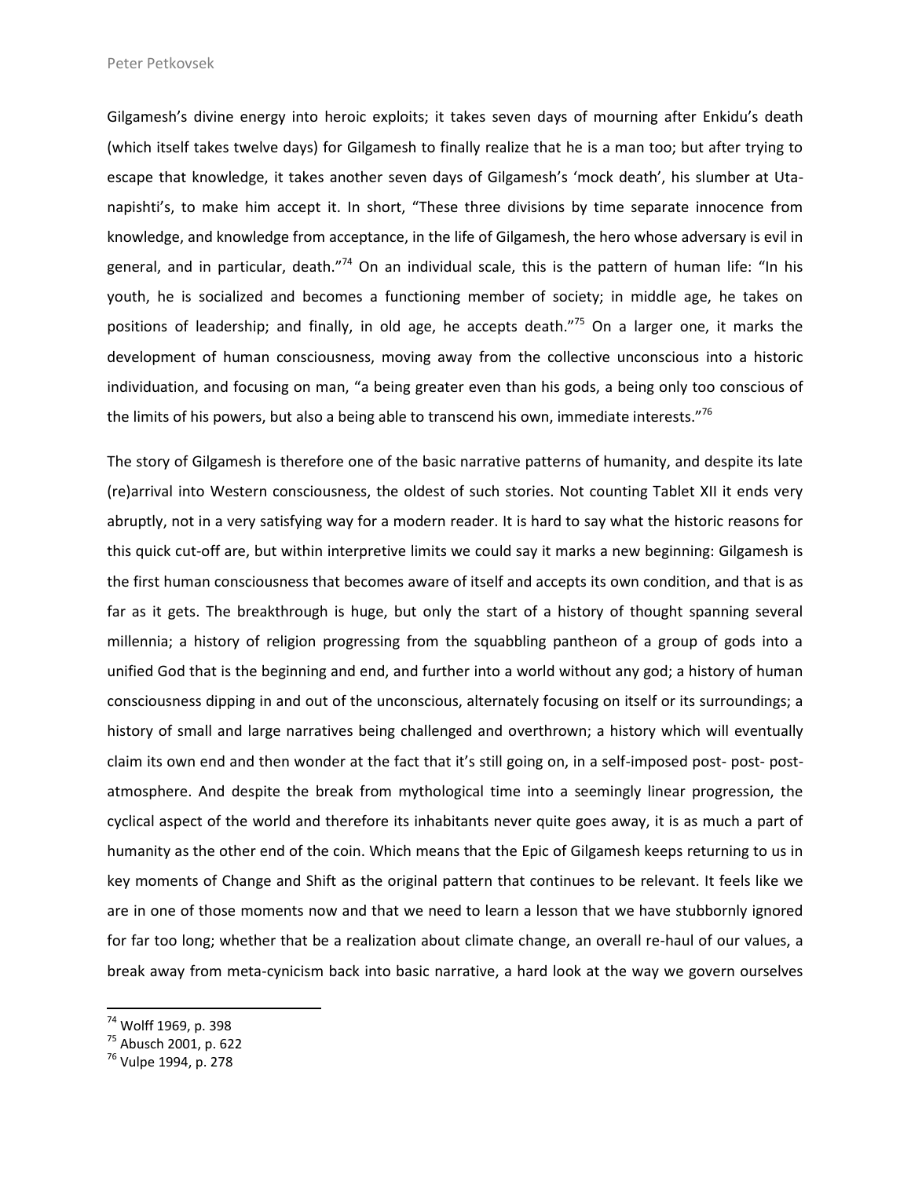Gilgamesh's divine energy into heroic exploits; it takes seven days of mourning after Enkidu's death (which itself takes twelve days) for Gilgamesh to finally realize that he is a man too; but after trying to escape that knowledge, it takes another seven days of Gilgamesh's 'mock death', his slumber at Uta-napishti's, to make him accept it. In short, "These three divisions by time separate innocence from knowledge, and knowledge from acceptance, in the life of Gilgamesh, the hero whose adversary is evil in general, and in particular, death."[74] On an individual scale, this is the pattern of human life: "In his youth, he is socialized and becomes a functioning member of society; in middle age, he takes on positions of leadership; and finally, in old age, he accepts death."[75] On a larger one, it marks the development of human consciousness, moving away from the collective unconscious into a historic individuation, and focusing on man, "a being greater even than his gods, a being only too conscious of the limits of his powers, but also a being able to transcend his own, immediate interests."[76]

The story of Gilgamesh is therefore one of the basic narrative patterns of humanity, and despite its late (re)arrival into Western consciousness, the oldest of such stories. Not counting Tablet XII it ends very abruptly, not in a very satisfying way for a modern reader. It is hard to say what the historic reasons for this quick cut-off are, but within interpretive limits we could say it marks a new beginning: Gilgamesh is the first human consciousness that becomes aware of itself and accepts its own condition, and that is as far as it gets. The breakthrough is huge, but only the start of a history of thought spanning several millennia; a history of religion progressing from the squabbling pantheon of a group of gods into a unified God that is the beginning and end, and further into a world without any god; a history of human consciousness dipping in and out of the unconscious, alternately focusing on itself or its surroundings; a history of small and large narratives being challenged and overthrown; a history which will eventually claim its own end and then wonder at the fact that it's still going on, in a self-imposed post- post- post-atmosphere. And despite the break from mythological time into a seemingly linear progression, the cyclical aspect of the world and therefore its inhabitants never quite goes away, it is as much a part of humanity as the other end of the coin. Which means that the Epic of Gilgamesh keeps returning to us in key moments of Change and Shift as the original pattern that continues to be relevant. It feels like we are in one of those moments now and that we need to learn a lesson that we have stubbornly ignored for far too long; whether that be a realization about climate change, an overall re-haul of our values, a break away from meta-cynicism back into basic narrative, a hard look at the way we govern ourselves

---

[74] Wolff 1969, p. 398

[75] Abusch 2001, p. 622

[76] Vulpe 1994, p. 278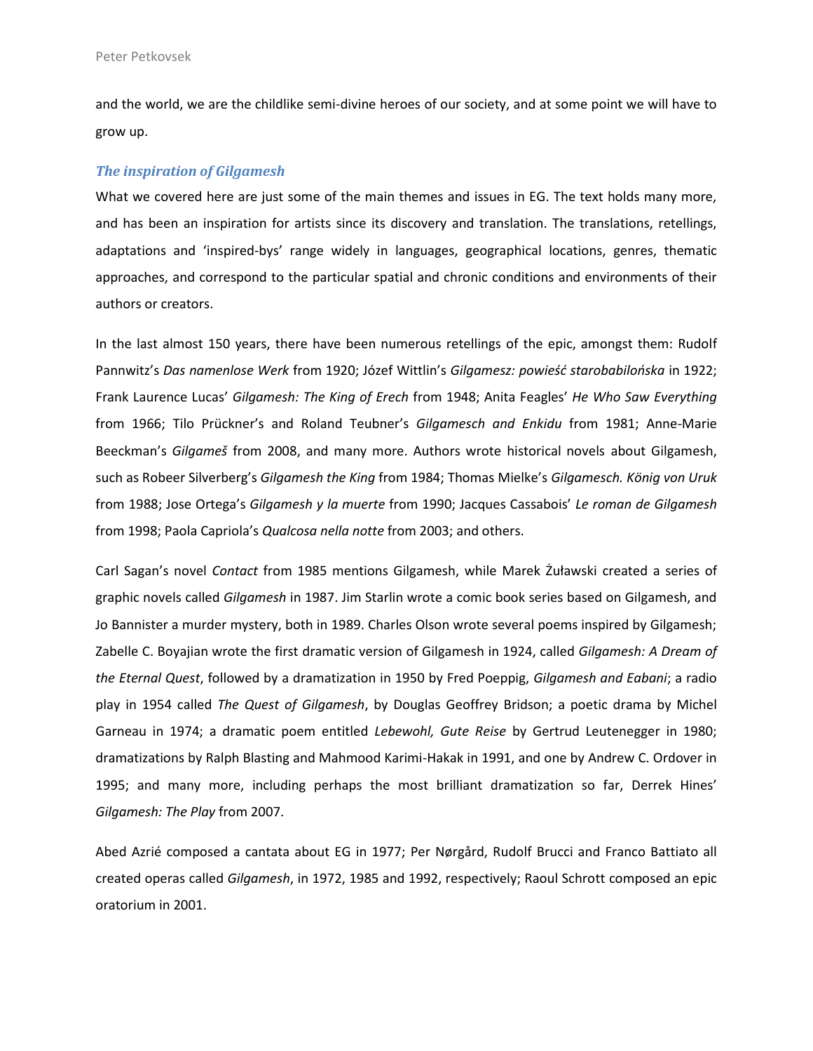and the world, we are the childlike semi-divine heroes of our society, and at some point we will have to grow up.

### *The inspiration of Gilgamesh*

What we covered here are just some of the main themes and issues in EG. The text holds many more, and has been an inspiration for artists since its discovery and translation. The translations, retellings, adaptations and 'inspired-bys' range widely in languages, geographical locations, genres, thematic approaches, and correspond to the particular spatial and chronic conditions and environments of their authors or creators.

In the last almost 150 years, there have been numerous retellings of the epic, amongst them: Rudolf Pannwitz's *Das namenlose Werk* from 1920; Józef Wittlin's *Gilgamesz: powieść starobabilońska* in 1922; Frank Laurence Lucas' *Gilgamesh: The King of Erech* from 1948; Anita Feagles' *He Who Saw Everything* from 1966; Tilo Prückner's and Roland Teubner's *Gilgamesch and Enkidu* from 1981; Anne-Marie Beeckman's *Gilgameš* from 2008, and many more. Authors wrote historical novels about Gilgamesh, such as Robeer Silverberg's *Gilgamesh the King* from 1984; Thomas Mielke's *Gilgamesch. König von Uruk* from 1988; Jose Ortega's *Gilgamesh y la muerte* from 1990; Jacques Cassabois' *Le roman de Gilgamesh* from 1998; Paola Capriola's *Qualcosa nella notte* from 2003; and others.

Carl Sagan's novel *Contact* from 1985 mentions Gilgamesh, while Marek Żuławski created a series of graphic novels called *Gilgamesh* in 1987. Jim Starlin wrote a comic book series based on Gilgamesh, and Jo Bannister a murder mystery, both in 1989. Charles Olson wrote several poems inspired by Gilgamesh; Zabelle C. Boyajian wrote the first dramatic version of Gilgamesh in 1924, called *Gilgamesh: A Dream of the Eternal Quest*, followed by a dramatization in 1950 by Fred Poeppig, *Gilgamesh and Eabani*; a radio play in 1954 called *The Quest of Gilgamesh*, by Douglas Geoffrey Bridson; a poetic drama by Michel Garneau in 1974; a dramatic poem entitled *Lebewohl, Gute Reise* by Gertrud Leutenegger in 1980; dramatizations by Ralph Blasting and Mahmood Karimi-Hakak in 1991, and one by Andrew C. Ordover in 1995; and many more, including perhaps the most brilliant dramatization so far, Derrek Hines' *Gilgamesh: The Play* from 2007.

Abed Azrié composed a cantata about EG in 1977; Per Nørgård, Rudolf Brucci and Franco Battiato all created operas called *Gilgamesh*, in 1972, 1985 and 1992, respectively; Raoul Schrott composed an epic oratorium in 2001.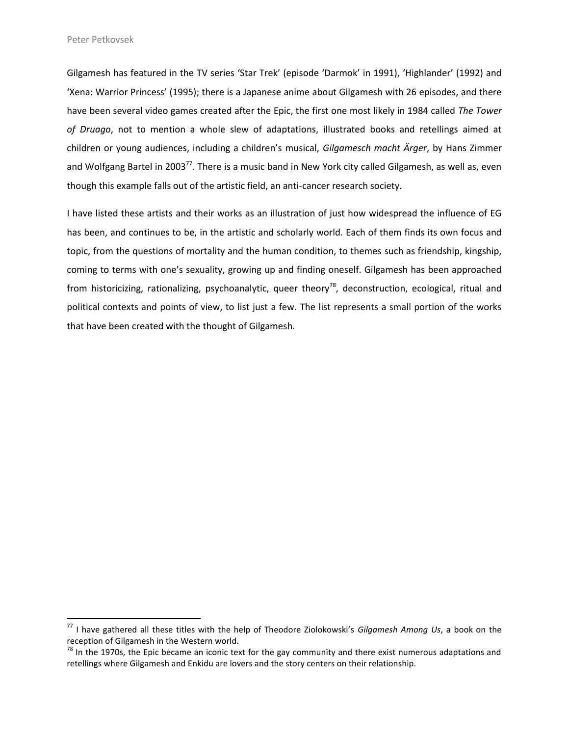Gilgamesh has featured in the TV series 'Star Trek' (episode 'Darmok' in 1991), 'Highlander' (1992) and 'Xena: Warrior Princess' (1995); there is a Japanese anime about Gilgamesh with 26 episodes, and there have been several video games created after the Epic, the first one most likely in 1984 called *The Tower of Druago*, not to mention a whole slew of adaptations, illustrated books and retellings aimed at children or young audiences, including a children's musical, *Gilgamesch macht Ärger*, by Hans Zimmer and Wolfgang Bartel in 2003[77]. There is a music band in New York city called Gilgamesh, as well as, even though this example falls out of the artistic field, an anti-cancer research society.

I have listed these artists and their works as an illustration of just how widespread the influence of EG has been, and continues to be, in the artistic and scholarly world. Each of them finds its own focus and topic, from the questions of mortality and the human condition, to themes such as friendship, kingship, coming to terms with one's sexuality, growing up and finding oneself. Gilgamesh has been approached from historicizing, rationalizing, psychoanalytic, queer theory[78], deconstruction, ecological, ritual and political contexts and points of view, to list just a few. The list represents a small portion of the works that have been created with the thought of Gilgamesh.

---

[77] I have gathered all these titles with the help of Theodore Ziolokowski's *Gilgamesh Among Us*, a book on the reception of Gilgamesh in the Western world.

[78] In the 1970s, the Epic became an iconic text for the gay community and there exist numerous adaptations and retellings where Gilgamesh and Enkidu are lovers and the story centers on their relationship.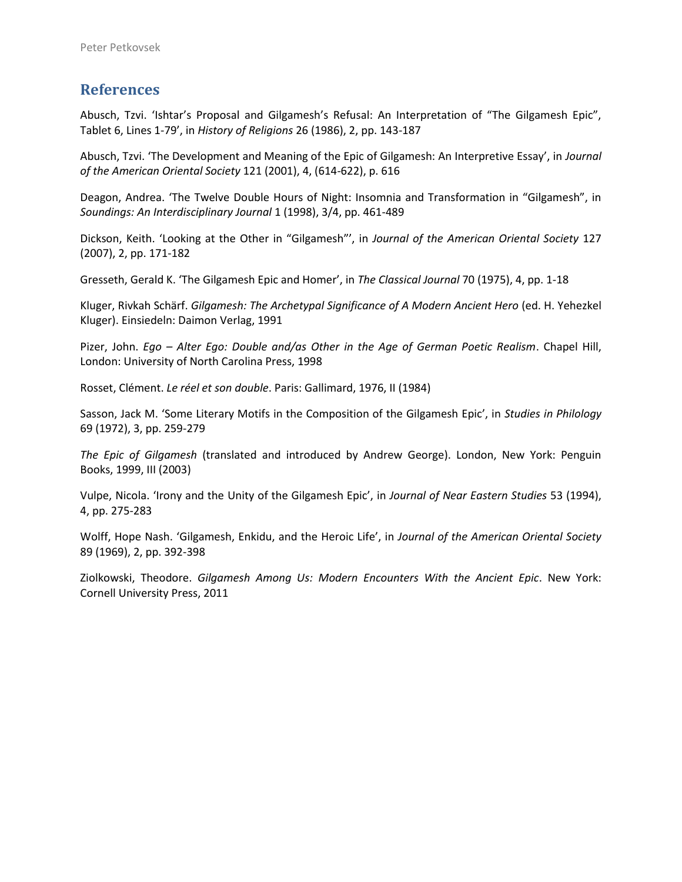## References

Abusch, Tzvi. 'Ishtar's Proposal and Gilgamesh's Refusal: An Interpretation of "The Gilgamesh Epic", Tablet 6, Lines 1-79', in *History of Religions* 26 (1986), 2, pp. 143-187

Abusch, Tzvi. 'The Development and Meaning of the Epic of Gilgamesh: An Interpretive Essay', in *Journal of the American Oriental Society* 121 (2001), 4, (614-622), p. 616

Deagon, Andrea. 'The Twelve Double Hours of Night: Insomnia and Transformation in "Gilgamesh", in *Soundings: An Interdisciplinary Journal* 1 (1998), 3/4, pp. 461-489

Dickson, Keith. 'Looking at the Other in "Gilgamesh"', in *Journal of the American Oriental Society* 127 (2007), 2, pp. 171-182

Gresseth, Gerald K. 'The Gilgamesh Epic and Homer', in *The Classical Journal* 70 (1975), 4, pp. 1-18

Kluger, Rivkah Schärf. *Gilgamesh: The Archetypal Significance of A Modern Ancient Hero* (ed. H. Yehezkel Kluger). Einsiedeln: Daimon Verlag, 1991

Pizer, John. *Ego – Alter Ego: Double and/as Other in the Age of German Poetic Realism*. Chapel Hill, London: University of North Carolina Press, 1998

Rosset, Clément. *Le réel et son double*. Paris: Gallimard, 1976, II (1984)

Sasson, Jack M. 'Some Literary Motifs in the Composition of the Gilgamesh Epic', in *Studies in Philology* 69 (1972), 3, pp. 259-279

*The Epic of Gilgamesh* (translated and introduced by Andrew George). London, New York: Penguin Books, 1999, III (2003)

Vulpe, Nicola. 'Irony and the Unity of the Gilgamesh Epic', in *Journal of Near Eastern Studies* 53 (1994), 4, pp. 275-283

Wolff, Hope Nash. 'Gilgamesh, Enkidu, and the Heroic Life', in *Journal of the American Oriental Society* 89 (1969), 2, pp. 392-398

Ziolkowski, Theodore. *Gilgamesh Among Us: Modern Encounters With the Ancient Epic*. New York: Cornell University Press, 2011